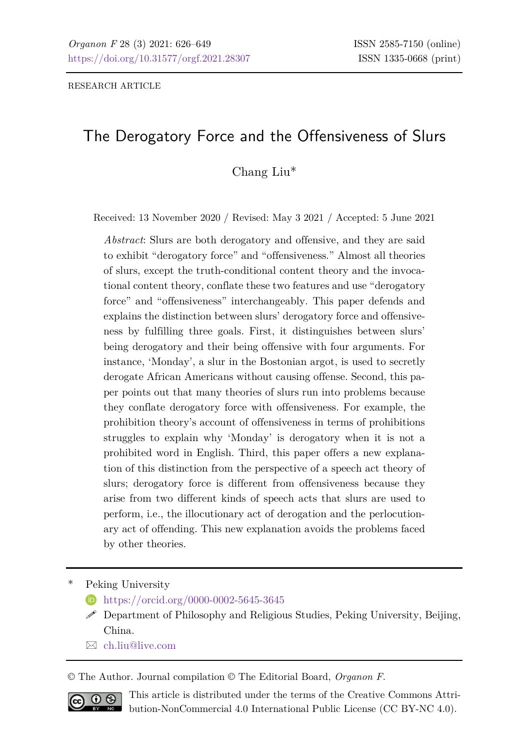RESEARCH ARTICLE

# The Derogatory Force and the Offensiveness of Slurs

Chang Liu*

Received: 13 November 2020 / Revised: May 3 2021 / Accepted: 5 June 2021

*Abstract*: Slurs are both derogatory and offensive, and they are said to exhibit “derogatory force” and “offensiveness.” Almost all theories of slurs, except the truth-conditional content theory and the invocational content theory, conflate these two features and use “derogatory force” and “offensiveness” interchangeably. This paper defends and explains the distinction between slurs’ derogatory force and offensiveness by fulfilling three goals. First, it distinguishes between slurs’ being derogatory and their being offensive with four arguments. For instance, ‘Monday’, a slur in the Bostonian argot, is used to secretly derogate African Americans without causing offense. Second, this paper points out that many theories of slurs run into problems because they conflate derogatory force with offensiveness. For example, the prohibition theory’s account of offensiveness in terms of prohibitions struggles to explain why ‘Monday’ is derogatory when it is not a prohibited word in English. Third, this paper offers a new explanation of this distinction from the perspective of a speech act theory of slurs; derogatory force is different from offensiveness because they arise from two different kinds of speech acts that slurs are used to perform, i.e., the illocutionary act of derogation and the perlocutionary act of offending. This new explanation avoids the problems faced by other theories.

---

\* Peking University

https://orcid.org/0000-0002-5645-3645

Department of Philosophy and Religious Studies, Peking University, Beijing, China.

ch.liu@live.com

---

© The Author. Journal compilation © The Editorial Board, *Organon F*.

This article is distributed under the terms of the Creative Commons Attribution-NonCommercial 4.0 International Public License (CC BY-NC 4.0).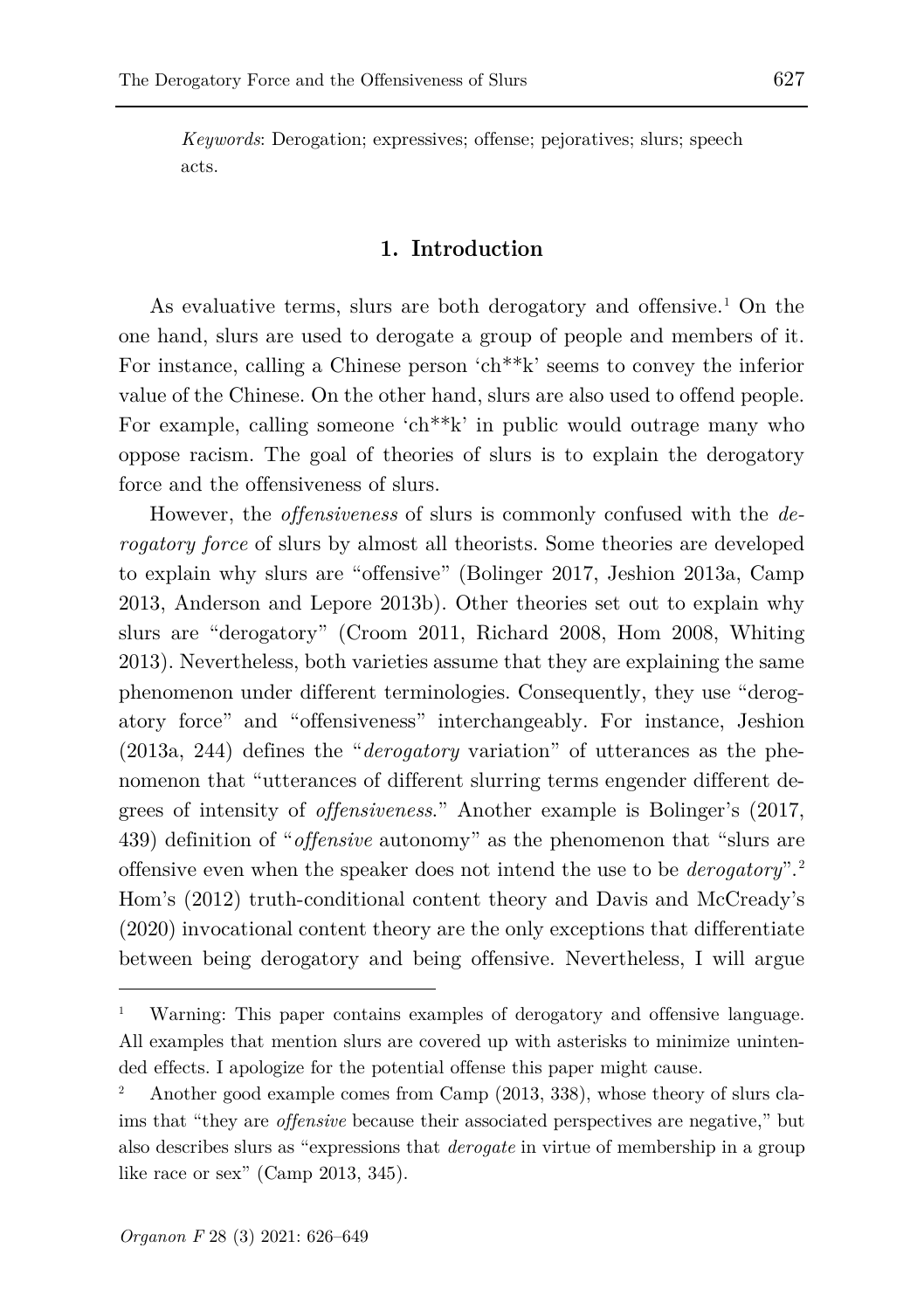*Keywords*: Derogation; expressives; offense; pejoratives; slurs; speech acts.

## 1. Introduction

As evaluative terms, slurs are both derogatory and offensive.[1] On the one hand, slurs are used to derogate a group of people and members of it. For instance, calling a Chinese person 'ch**k' seems to convey the inferior value of the Chinese. On the other hand, slurs are also used to offend people. For example, calling someone 'ch**k' in public would outrage many who oppose racism. The goal of theories of slurs is to explain the derogatory force and the offensiveness of slurs.

However, the *offensiveness* of slurs is commonly confused with the *derogatory force* of slurs by almost all theorists. Some theories are developed to explain why slurs are "offensive" (Bolinger 2017, Jeshion 2013a, Camp 2013, Anderson and Lepore 2013b). Other theories set out to explain why slurs are "derogatory" (Croom 2011, Richard 2008, Hom 2008, Whiting 2013). Nevertheless, both varieties assume that they are explaining the same phenomenon under different terminologies. Consequently, they use "derogatory force" and "offensiveness" interchangeably. For instance, Jeshion (2013a, 244) defines the "*derogatory* variation" of utterances as the phenomenon that "utterances of different slurring terms engender different degrees of intensity of *offensiveness*." Another example is Bolinger's (2017, 439) definition of "*offensive* autonomy" as the phenomenon that "slurs are offensive even when the speaker does not intend the use to be *derogatory*".[2] Hom's (2012) truth-conditional content theory and Davis and McCready's (2020) invocational content theory are the only exceptions that differentiate between being derogatory and being offensive. Nevertheless, I will argue

---

[1] Warning: This paper contains examples of derogatory and offensive language. All examples that mention slurs are covered up with asterisks to minimize unintended effects. I apologize for the potential offense this paper might cause.

[2] Another good example comes from Camp (2013, 338), whose theory of slurs claims that "they are *offensive* because their associated perspectives are negative," but also describes slurs as "expressions that *derogate* in virtue of membership in a group like race or sex" (Camp 2013, 345).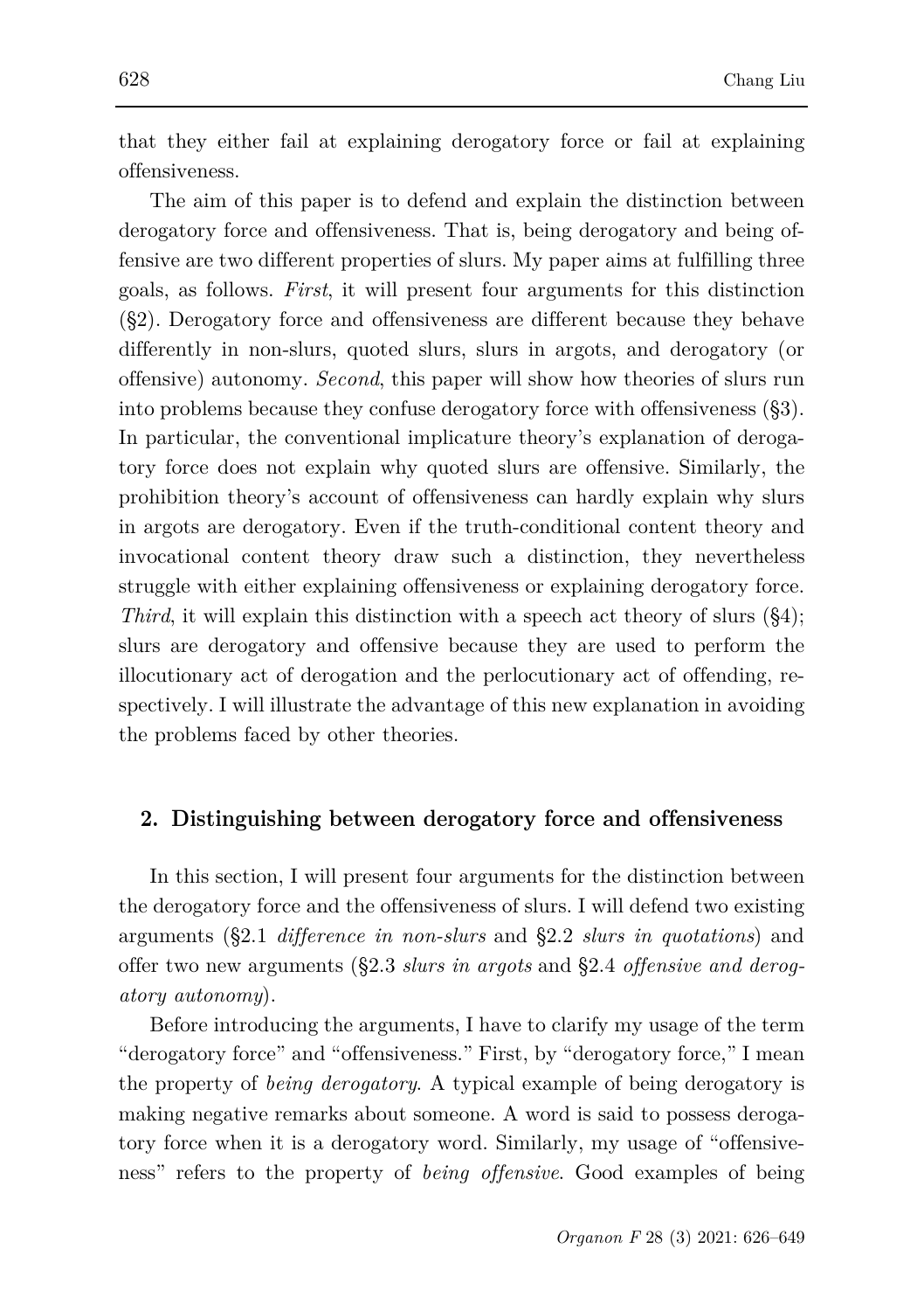that they either fail at explaining derogatory force or fail at explaining offensiveness.

The aim of this paper is to defend and explain the distinction between derogatory force and offensiveness. That is, being derogatory and being offensive are two different properties of slurs. My paper aims at fulfilling three goals, as follows. *First*, it will present four arguments for this distinction (§2). Derogatory force and offensiveness are different because they behave differently in non-slurs, quoted slurs, slurs in argots, and derogatory (or offensive) autonomy. *Second*, this paper will show how theories of slurs run into problems because they confuse derogatory force with offensiveness (§3). In particular, the conventional implicature theory's explanation of derogatory force does not explain why quoted slurs are offensive. Similarly, the prohibition theory's account of offensiveness can hardly explain why slurs in argots are derogatory. Even if the truth-conditional content theory and invocational content theory draw such a distinction, they nevertheless struggle with either explaining offensiveness or explaining derogatory force. *Third*, it will explain this distinction with a speech act theory of slurs (§4); slurs are derogatory and offensive because they are used to perform the illocutionary act of derogation and the perlocutionary act of offending, respectively. I will illustrate the advantage of this new explanation in avoiding the problems faced by other theories.

## 2. Distinguishing between derogatory force and offensiveness

In this section, I will present four arguments for the distinction between the derogatory force and the offensiveness of slurs. I will defend two existing arguments (§2.1 *difference in non-slurs* and §2.2 *slurs in quotations*) and offer two new arguments (§2.3 *slurs in argots* and §2.4 *offensive and derogatory autonomy*).

Before introducing the arguments, I have to clarify my usage of the term "derogatory force" and "offensiveness." First, by "derogatory force," I mean the property of *being derogatory*. A typical example of being derogatory is making negative remarks about someone. A word is said to possess derogatory force when it is a derogatory word. Similarly, my usage of "offensiveness" refers to the property of *being offensive*. Good examples of being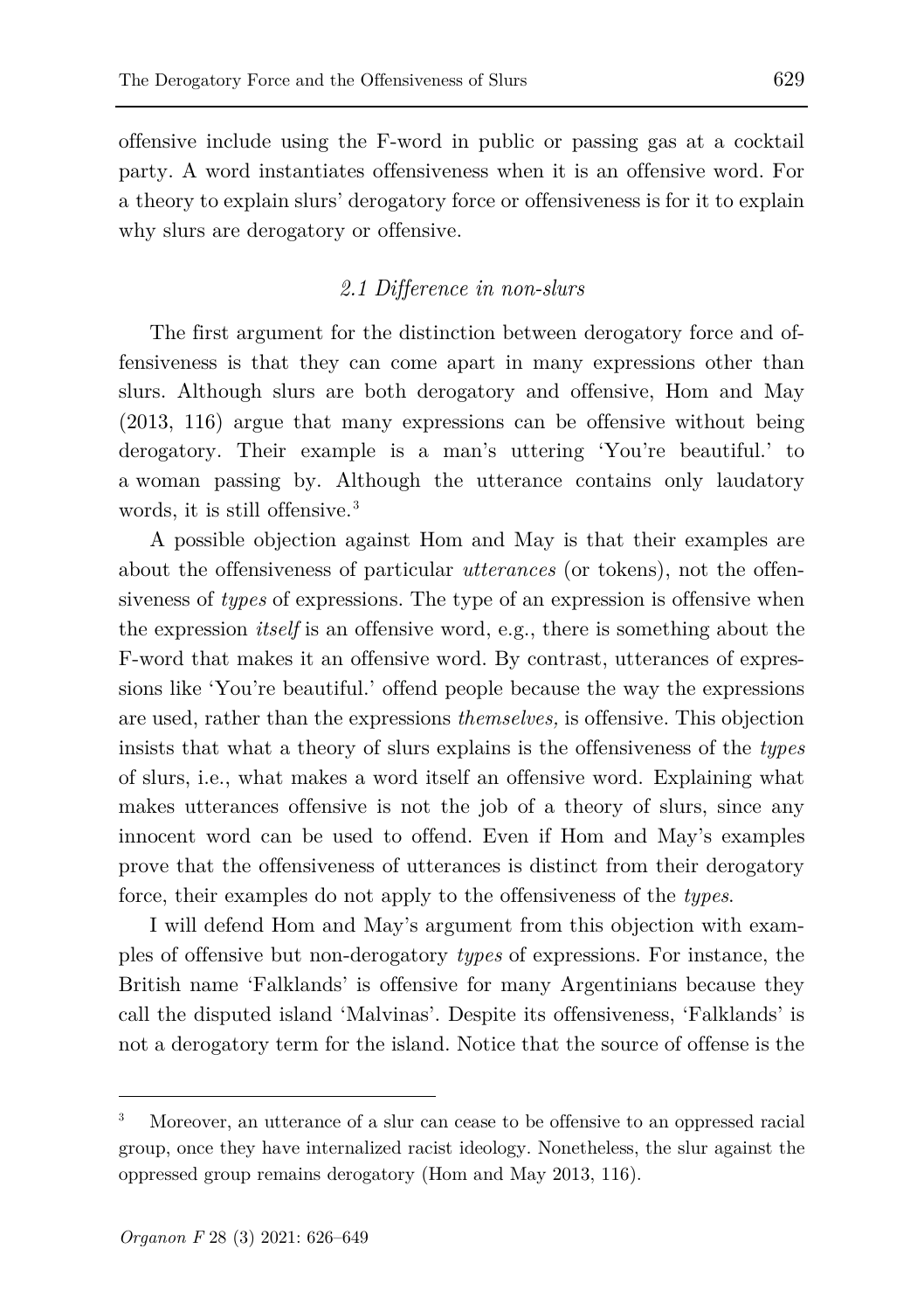offensive include using the F-word in public or passing gas at a cocktail party. A word instantiates offensiveness when it is an offensive word. For a theory to explain slurs' derogatory force or offensiveness is for it to explain why slurs are derogatory or offensive.

### *2.1 Difference in non-slurs*

The first argument for the distinction between derogatory force and offensiveness is that they can come apart in many expressions other than slurs. Although slurs are both derogatory and offensive, Hom and May (2013, 116) argue that many expressions can be offensive without being derogatory. Their example is a man's uttering 'You're beautiful.' to a woman passing by. Although the utterance contains only laudatory words, it is still offensive.[3]

A possible objection against Hom and May is that their examples are about the offensiveness of particular *utterances* (or tokens), not the offensiveness of *types* of expressions. The type of an expression is offensive when the expression *itself* is an offensive word, e.g., there is something about the F-word that makes it an offensive word. By contrast, utterances of expressions like 'You're beautiful.' offend people because the way the expressions are used, rather than the expressions *themselves,* is offensive. This objection insists that what a theory of slurs explains is the offensiveness of the *types* of slurs, i.e., what makes a word itself an offensive word. Explaining what makes utterances offensive is not the job of a theory of slurs, since any innocent word can be used to offend. Even if Hom and May's examples prove that the offensiveness of utterances is distinct from their derogatory force, their examples do not apply to the offensiveness of the *types*.

I will defend Hom and May's argument from this objection with examples of offensive but non-derogatory *types* of expressions. For instance, the British name 'Falklands' is offensive for many Argentinians because they call the disputed island 'Malvinas'. Despite its offensiveness, 'Falklands' is not a derogatory term for the island. Notice that the source of offense is the

[3] Moreover, an utterance of a slur can cease to be offensive to an oppressed racial group, once they have internalized racist ideology. Nonetheless, the slur against the oppressed group remains derogatory (Hom and May 2013, 116).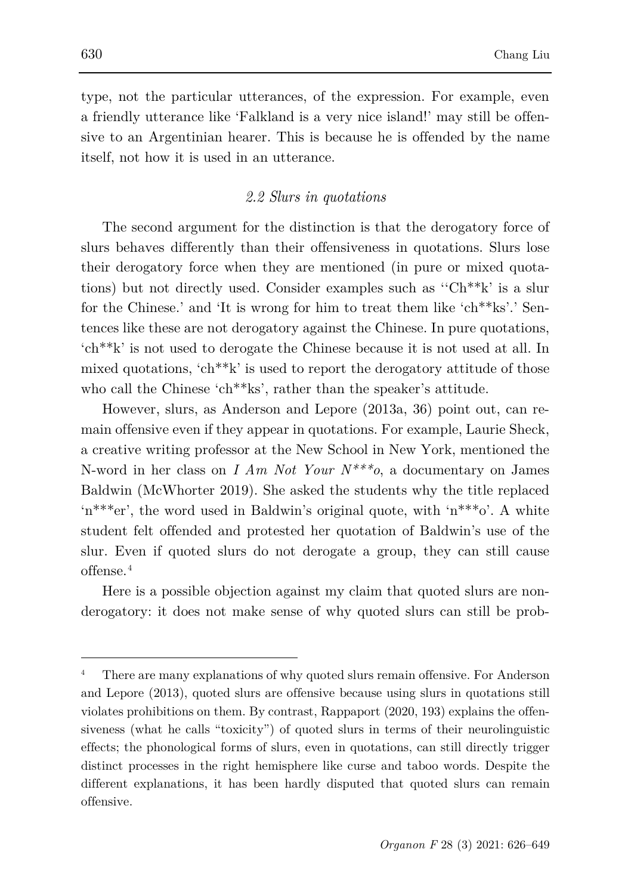type, not the particular utterances, of the expression. For example, even a friendly utterance like 'Falkland is a very nice island!' may still be offensive to an Argentinian hearer. This is because he is offended by the name itself, not how it is used in an utterance.

### *2.2 Slurs in quotations*

The second argument for the distinction is that the derogatory force of slurs behaves differently than their offensiveness in quotations. Slurs lose their derogatory force when they are mentioned (in pure or mixed quotations) but not directly used. Consider examples such as ''Ch**k' is a slur for the Chinese.' and 'It is wrong for him to treat them like 'ch**ks'.' Sentences like these are not derogatory against the Chinese. In pure quotations, 'ch**k' is not used to derogate the Chinese because it is not used at all. In mixed quotations, 'ch**k' is used to report the derogatory attitude of those who call the Chinese 'ch**ks', rather than the speaker's attitude.

However, slurs, as Anderson and Lepore (2013a, 36) point out, can remain offensive even if they appear in quotations. For example, Laurie Sheck, a creative writing professor at the New School in New York, mentioned the N-word in her class on *I Am Not Your N***o*, a documentary on James Baldwin (McWhorter 2019). She asked the students why the title replaced 'n***er', the word used in Baldwin's original quote, with 'n***o'. A white student felt offended and protested her quotation of Baldwin's use of the slur. Even if quoted slurs do not derogate a group, they can still cause offense.[4]

Here is a possible objection against my claim that quoted slurs are non-derogatory: it does not make sense of why quoted slurs can still be prob-

---

[4] There are many explanations of why quoted slurs remain offensive. For Anderson and Lepore (2013), quoted slurs are offensive because using slurs in quotations still violates prohibitions on them. By contrast, Rappaport (2020, 193) explains the offensiveness (what he calls "toxicity") of quoted slurs in terms of their neurolinguistic effects; the phonological forms of slurs, even in quotations, can still directly trigger distinct processes in the right hemisphere like curse and taboo words. Despite the different explanations, it has been hardly disputed that quoted slurs can remain offensive.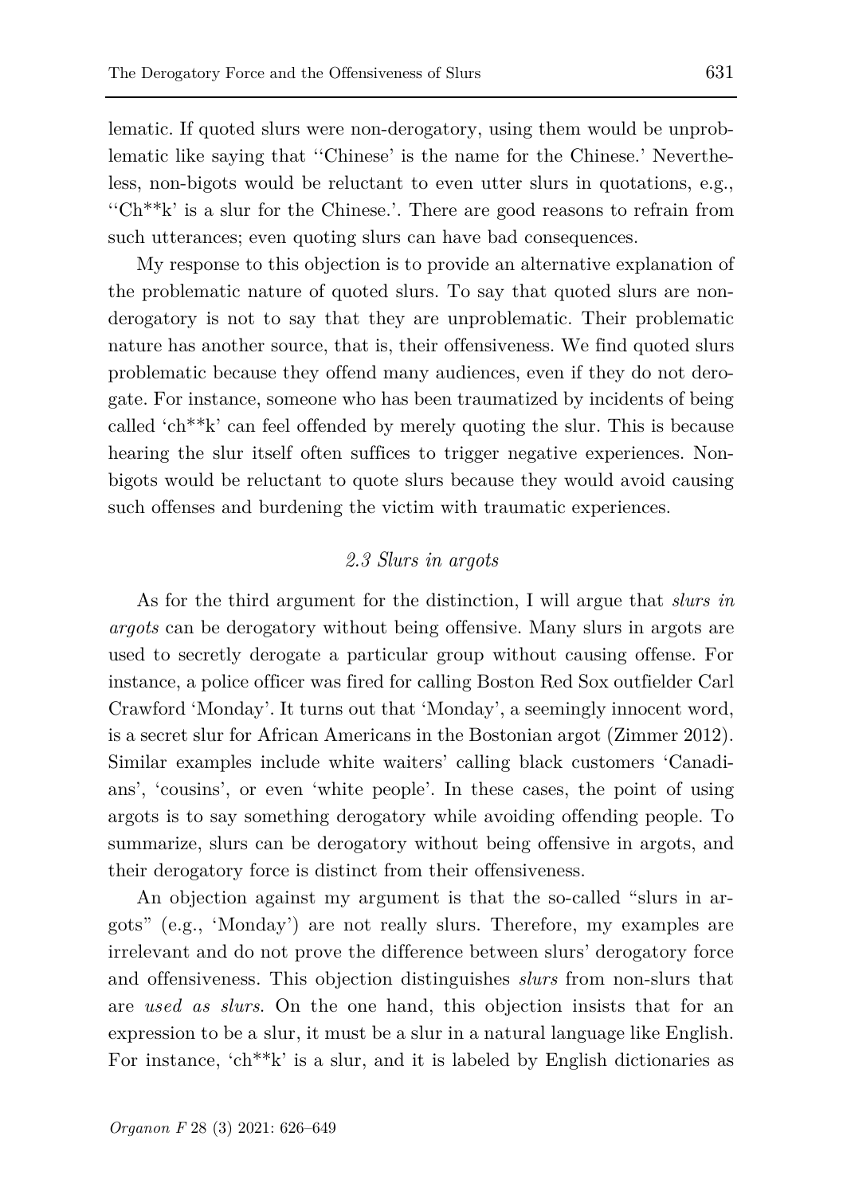lematic. If quoted slurs were non-derogatory, using them would be unproblematic like saying that ''Chinese' is the name for the Chinese.' Nevertheless, non-bigots would be reluctant to even utter slurs in quotations, e.g., ''Ch**k' is a slur for the Chinese.'. There are good reasons to refrain from such utterances; even quoting slurs can have bad consequences.

My response to this objection is to provide an alternative explanation of the problematic nature of quoted slurs. To say that quoted slurs are non-derogatory is not to say that they are unproblematic. Their problematic nature has another source, that is, their offensiveness. We find quoted slurs problematic because they offend many audiences, even if they do not derogate. For instance, someone who has been traumatized by incidents of being called 'ch**k' can feel offended by merely quoting the slur. This is because hearing the slur itself often suffices to trigger negative experiences. Non-bigots would be reluctant to quote slurs because they would avoid causing such offenses and burdening the victim with traumatic experiences.

### *2.3 Slurs in argots*

As for the third argument for the distinction, I will argue that *slurs in argots* can be derogatory without being offensive. Many slurs in argots are used to secretly derogate a particular group without causing offense. For instance, a police officer was fired for calling Boston Red Sox outfielder Carl Crawford 'Monday'. It turns out that 'Monday', a seemingly innocent word, is a secret slur for African Americans in the Bostonian argot (Zimmer 2012). Similar examples include white waiters' calling black customers 'Canadians', 'cousins', or even 'white people'. In these cases, the point of using argots is to say something derogatory while avoiding offending people. To summarize, slurs can be derogatory without being offensive in argots, and their derogatory force is distinct from their offensiveness.

An objection against my argument is that the so-called "slurs in argots" (e.g., 'Monday') are not really slurs. Therefore, my examples are irrelevant and do not prove the difference between slurs' derogatory force and offensiveness. This objection distinguishes *slurs* from non-slurs that are *used as slurs*. On the one hand, this objection insists that for an expression to be a slur, it must be a slur in a natural language like English. For instance, 'ch**k' is a slur, and it is labeled by English dictionaries as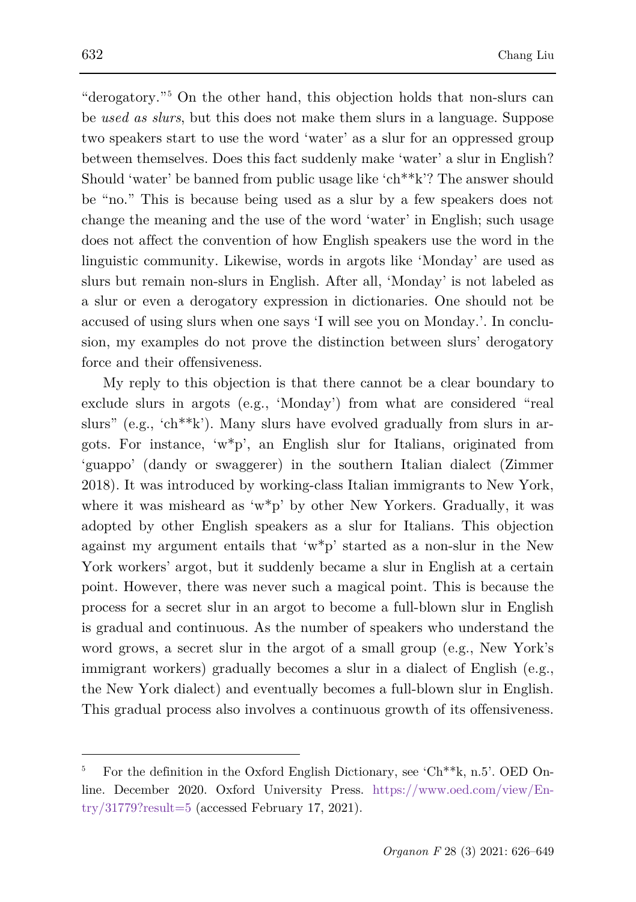"derogatory."[5] On the other hand, this objection holds that non-slurs can be *used as slurs*, but this does not make them slurs in a language. Suppose two speakers start to use the word 'water' as a slur for an oppressed group between themselves. Does this fact suddenly make 'water' a slur in English? Should 'water' be banned from public usage like 'ch**k'? The answer should be "no." This is because being used as a slur by a few speakers does not change the meaning and the use of the word 'water' in English; such usage does not affect the convention of how English speakers use the word in the linguistic community. Likewise, words in argots like 'Monday' are used as slurs but remain non-slurs in English. After all, 'Monday' is not labeled as a slur or even a derogatory expression in dictionaries. One should not be accused of using slurs when one says 'I will see you on Monday.'. In conclusion, my examples do not prove the distinction between slurs' derogatory force and their offensiveness.

My reply to this objection is that there cannot be a clear boundary to exclude slurs in argots (e.g., 'Monday') from what are considered "real slurs" (e.g., 'ch**k'). Many slurs have evolved gradually from slurs in argots. For instance, 'w*p', an English slur for Italians, originated from 'guappo' (dandy or swaggerer) in the southern Italian dialect (Zimmer 2018). It was introduced by working-class Italian immigrants to New York, where it was misheard as 'w*p' by other New Yorkers. Gradually, it was adopted by other English speakers as a slur for Italians. This objection against my argument entails that 'w*p' started as a non-slur in the New York workers' argot, but it suddenly became a slur in English at a certain point. However, there was never such a magical point. This is because the process for a secret slur in an argot to become a full-blown slur in English is gradual and continuous. As the number of speakers who understand the word grows, a secret slur in the argot of a small group (e.g., New York's immigrant workers) gradually becomes a slur in a dialect of English (e.g., the New York dialect) and eventually becomes a full-blown slur in English. This gradual process also involves a continuous growth of its offensiveness.

---

[5] For the definition in the Oxford English Dictionary, see 'Ch**k, n.5'. OED Online. December 2020. Oxford University Press. https://www.oed.com/view/Entry/31779?result=5 (accessed February 17, 2021).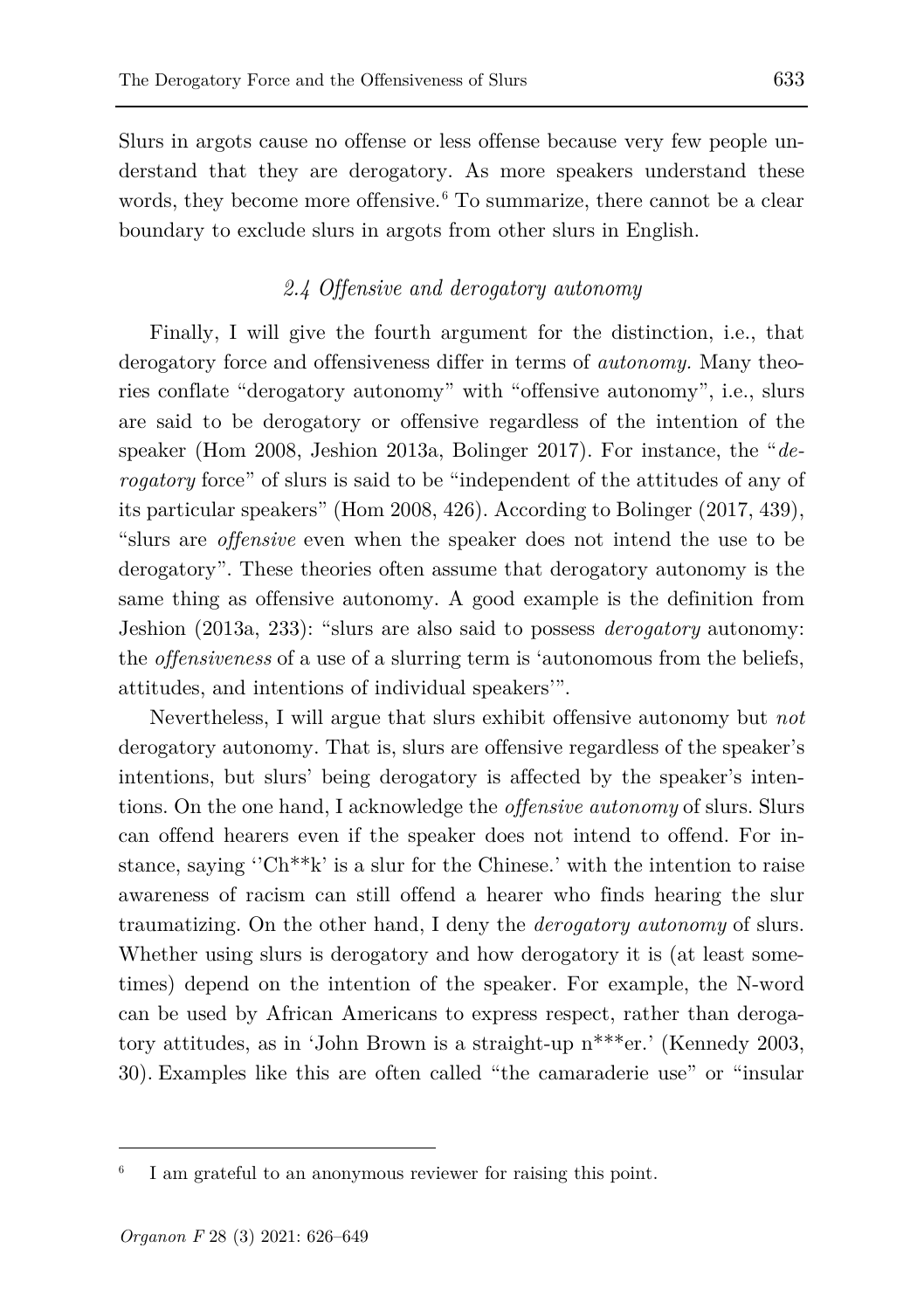Slurs in argots cause no offense or less offense because very few people understand that they are derogatory. As more speakers understand these words, they become more offensive.[6] To summarize, there cannot be a clear boundary to exclude slurs in argots from other slurs in English.

### *2.4 Offensive and derogatory autonomy*

Finally, I will give the fourth argument for the distinction, i.e., that derogatory force and offensiveness differ in terms of *autonomy.* Many theories conflate "derogatory autonomy" with "offensive autonomy", i.e., slurs are said to be derogatory or offensive regardless of the intention of the speaker (Hom 2008, Jeshion 2013a, Bolinger 2017). For instance, the "*derogatory* force" of slurs is said to be "independent of the attitudes of any of its particular speakers" (Hom 2008, 426). According to Bolinger (2017, 439), "slurs are *offensive* even when the speaker does not intend the use to be derogatory". These theories often assume that derogatory autonomy is the same thing as offensive autonomy. A good example is the definition from Jeshion (2013a, 233): "slurs are also said to possess *derogatory* autonomy: the *offensiveness* of a use of a slurring term is 'autonomous from the beliefs, attitudes, and intentions of individual speakers'".

Nevertheless, I will argue that slurs exhibit offensive autonomy but *not* derogatory autonomy. That is, slurs are offensive regardless of the speaker's intentions, but slurs' being derogatory is affected by the speaker's intentions. On the one hand, I acknowledge the *offensive autonomy* of slurs. Slurs can offend hearers even if the speaker does not intend to offend. For instance, saying ''Ch**k' is a slur for the Chinese.' with the intention to raise awareness of racism can still offend a hearer who finds hearing the slur traumatizing. On the other hand, I deny the *derogatory autonomy* of slurs. Whether using slurs is derogatory and how derogatory it is (at least sometimes) depend on the intention of the speaker. For example, the N-word can be used by African Americans to express respect, rather than derogatory attitudes, as in 'John Brown is a straight-up n***er.' (Kennedy 2003, 30). Examples like this are often called "the camaraderie use" or "insular

---

[6] I am grateful to an anonymous reviewer for raising this point.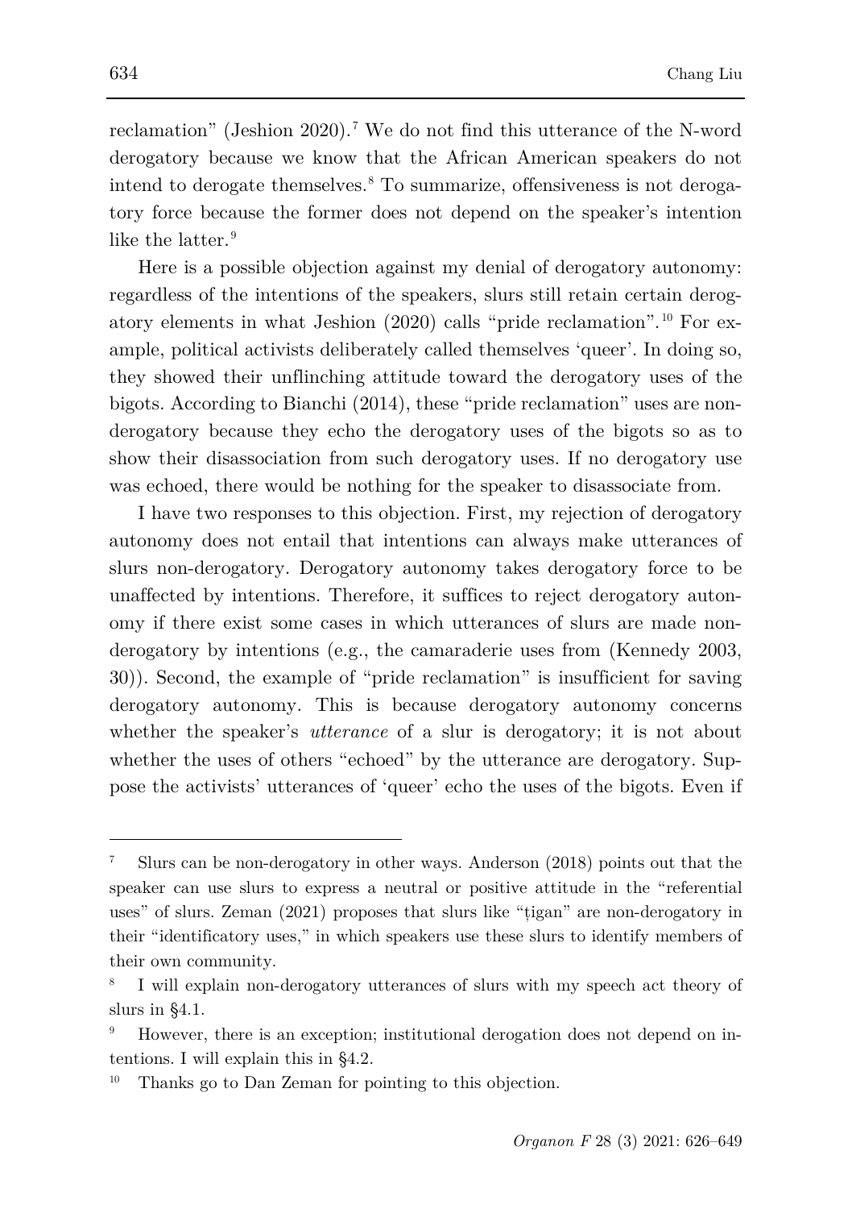reclamation" (Jeshion 2020).[7] We do not find this utterance of the N-word derogatory because we know that the African American speakers do not intend to derogate themselves.[8] To summarize, offensiveness is not derogatory force because the former does not depend on the speaker's intention like the latter.[9]

Here is a possible objection against my denial of derogatory autonomy: regardless of the intentions of the speakers, slurs still retain certain derogatory elements in what Jeshion (2020) calls "pride reclamation".[10] For example, political activists deliberately called themselves 'queer'. In doing so, they showed their unflinching attitude toward the derogatory uses of the bigots. According to Bianchi (2014), these "pride reclamation" uses are non-derogatory because they echo the derogatory uses of the bigots so as to show their disassociation from such derogatory uses. If no derogatory use was echoed, there would be nothing for the speaker to disassociate from.

I have two responses to this objection. First, my rejection of derogatory autonomy does not entail that intentions can always make utterances of slurs non-derogatory. Derogatory autonomy takes derogatory force to be unaffected by intentions. Therefore, it suffices to reject derogatory autonomy if there exist some cases in which utterances of slurs are made non-derogatory by intentions (e.g., the camaraderie uses from (Kennedy 2003, 30)). Second, the example of "pride reclamation" is insufficient for saving derogatory autonomy. This is because derogatory autonomy concerns whether the speaker's *utterance* of a slur is derogatory; it is not about whether the uses of others "echoed" by the utterance are derogatory. Suppose the activists' utterances of 'queer' echo the uses of the bigots. Even if

---

[7] Slurs can be non-derogatory in other ways. Anderson (2018) points out that the speaker can use slurs to express a neutral or positive attitude in the "referential uses" of slurs. Zeman (2021) proposes that slurs like "ţigan" are non-derogatory in their "identificatory uses," in which speakers use these slurs to identify members of their own community.

[8] I will explain non-derogatory utterances of slurs with my speech act theory of slurs in §4.1.

[9] However, there is an exception; institutional derogation does not depend on intentions. I will explain this in §4.2.

[10] Thanks go to Dan Zeman for pointing to this objection.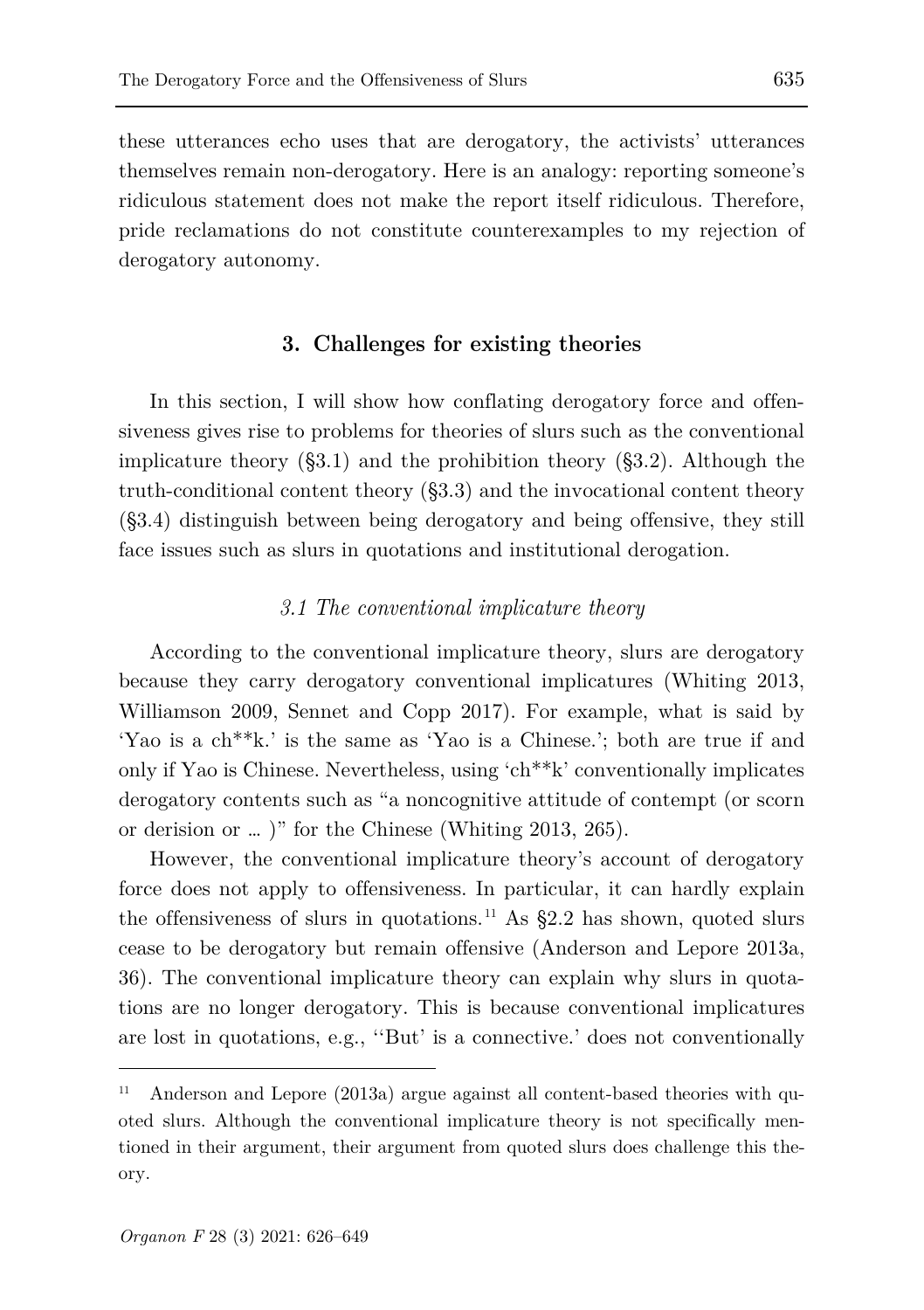these utterances echo uses that are derogatory, the activists' utterances themselves remain non-derogatory. Here is an analogy: reporting someone's ridiculous statement does not make the report itself ridiculous. Therefore, pride reclamations do not constitute counterexamples to my rejection of derogatory autonomy.

## 3. Challenges for existing theories

In this section, I will show how conflating derogatory force and offensiveness gives rise to problems for theories of slurs such as the conventional implicature theory (§3.1) and the prohibition theory (§3.2). Although the truth-conditional content theory (§3.3) and the invocational content theory (§3.4) distinguish between being derogatory and being offensive, they still face issues such as slurs in quotations and institutional derogation.

### *3.1 The conventional implicature theory*

According to the conventional implicature theory, slurs are derogatory because they carry derogatory conventional implicatures (Whiting 2013, Williamson 2009, Sennet and Copp 2017). For example, what is said by 'Yao is a ch**k.' is the same as 'Yao is a Chinese.'; both are true if and only if Yao is Chinese. Nevertheless, using 'ch**k' conventionally implicates derogatory contents such as "a noncognitive attitude of contempt (or scorn or derision or … )" for the Chinese (Whiting 2013, 265).

However, the conventional implicature theory's account of derogatory force does not apply to offensiveness. In particular, it can hardly explain the offensiveness of slurs in quotations.[11] As §2.2 has shown, quoted slurs cease to be derogatory but remain offensive (Anderson and Lepore 2013a, 36). The conventional implicature theory can explain why slurs in quotations are no longer derogatory. This is because conventional implicatures are lost in quotations, e.g., ''But' is a connective.' does not conventionally

[11] Anderson and Lepore (2013a) argue against all content-based theories with quoted slurs. Although the conventional implicature theory is not specifically mentioned in their argument, their argument from quoted slurs does challenge this theory.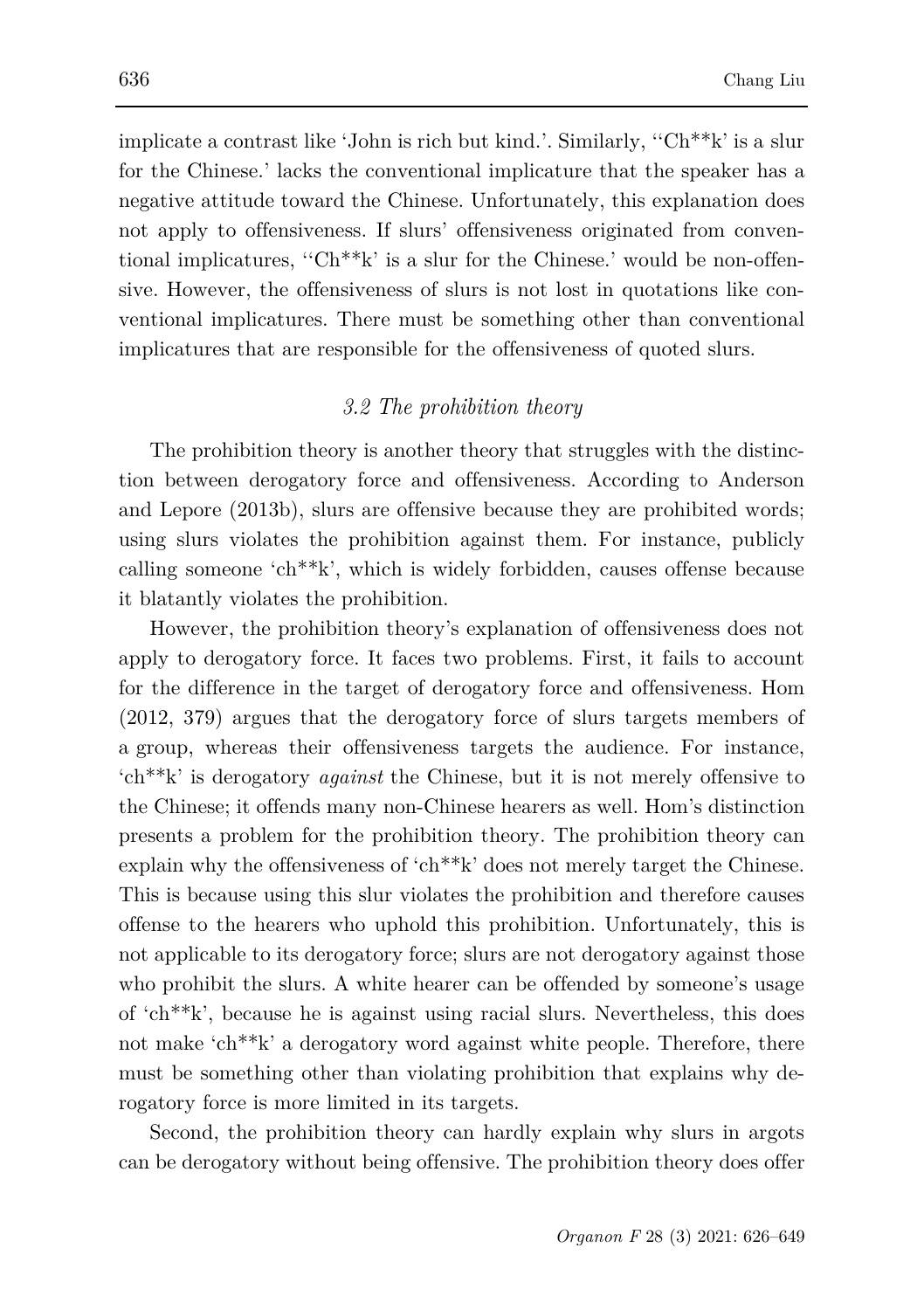implicate a contrast like 'John is rich but kind.'. Similarly, ''Ch**k' is a slur for the Chinese.' lacks the conventional implicature that the speaker has a negative attitude toward the Chinese. Unfortunately, this explanation does not apply to offensiveness. If slurs' offensiveness originated from conventional implicatures, ''Ch**k' is a slur for the Chinese.' would be non-offensive. However, the offensiveness of slurs is not lost in quotations like conventional implicatures. There must be something other than conventional implicatures that are responsible for the offensiveness of quoted slurs.

### *3.2 The prohibition theory*

The prohibition theory is another theory that struggles with the distinction between derogatory force and offensiveness. According to Anderson and Lepore (2013b), slurs are offensive because they are prohibited words; using slurs violates the prohibition against them. For instance, publicly calling someone 'ch**k', which is widely forbidden, causes offense because it blatantly violates the prohibition.

However, the prohibition theory's explanation of offensiveness does not apply to derogatory force. It faces two problems. First, it fails to account for the difference in the target of derogatory force and offensiveness. Hom (2012, 379) argues that the derogatory force of slurs targets members of a group, whereas their offensiveness targets the audience. For instance, 'ch**k' is derogatory *against* the Chinese, but it is not merely offensive to the Chinese; it offends many non-Chinese hearers as well. Hom's distinction presents a problem for the prohibition theory. The prohibition theory can explain why the offensiveness of 'ch**k' does not merely target the Chinese. This is because using this slur violates the prohibition and therefore causes offense to the hearers who uphold this prohibition. Unfortunately, this is not applicable to its derogatory force; slurs are not derogatory against those who prohibit the slurs. A white hearer can be offended by someone's usage of 'ch**k', because he is against using racial slurs. Nevertheless, this does not make 'ch**k' a derogatory word against white people. Therefore, there must be something other than violating prohibition that explains why derogatory force is more limited in its targets.

Second, the prohibition theory can hardly explain why slurs in argots can be derogatory without being offensive. The prohibition theory does offer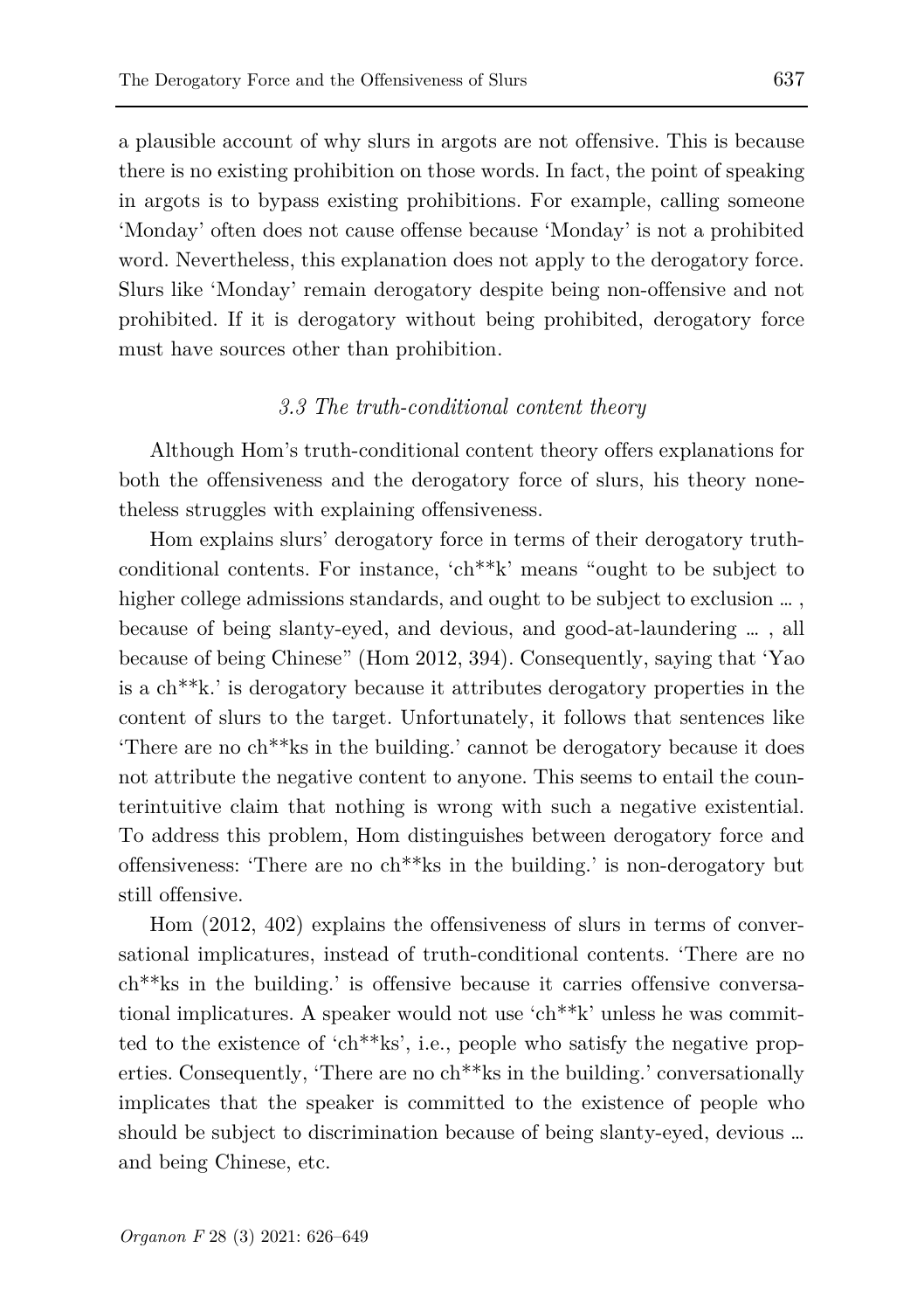a plausible account of why slurs in argots are not offensive. This is because there is no existing prohibition on those words. In fact, the point of speaking in argots is to bypass existing prohibitions. For example, calling someone 'Monday' often does not cause offense because 'Monday' is not a prohibited word. Nevertheless, this explanation does not apply to the derogatory force. Slurs like 'Monday' remain derogatory despite being non-offensive and not prohibited. If it is derogatory without being prohibited, derogatory force must have sources other than prohibition.

### *3.3 The truth-conditional content theory*

Although Hom's truth-conditional content theory offers explanations for both the offensiveness and the derogatory force of slurs, his theory nonetheless struggles with explaining offensiveness.

Hom explains slurs' derogatory force in terms of their derogatory truth-conditional contents. For instance, 'ch**k' means "ought to be subject to higher college admissions standards, and ought to be subject to exclusion … , because of being slanty-eyed, and devious, and good-at-laundering … , all because of being Chinese" (Hom 2012, 394). Consequently, saying that 'Yao is a ch**k.' is derogatory because it attributes derogatory properties in the content of slurs to the target. Unfortunately, it follows that sentences like 'There are no ch**ks in the building.' cannot be derogatory because it does not attribute the negative content to anyone. This seems to entail the counterintuitive claim that nothing is wrong with such a negative existential. To address this problem, Hom distinguishes between derogatory force and offensiveness: 'There are no ch**ks in the building.' is non-derogatory but still offensive.

Hom (2012, 402) explains the offensiveness of slurs in terms of conversational implicatures, instead of truth-conditional contents. 'There are no ch**ks in the building.' is offensive because it carries offensive conversational implicatures. A speaker would not use 'ch**k' unless he was committed to the existence of 'ch**ks', i.e., people who satisfy the negative properties. Consequently, 'There are no ch**ks in the building.' conversationally implicates that the speaker is committed to the existence of people who should be subject to discrimination because of being slanty-eyed, devious … and being Chinese, etc.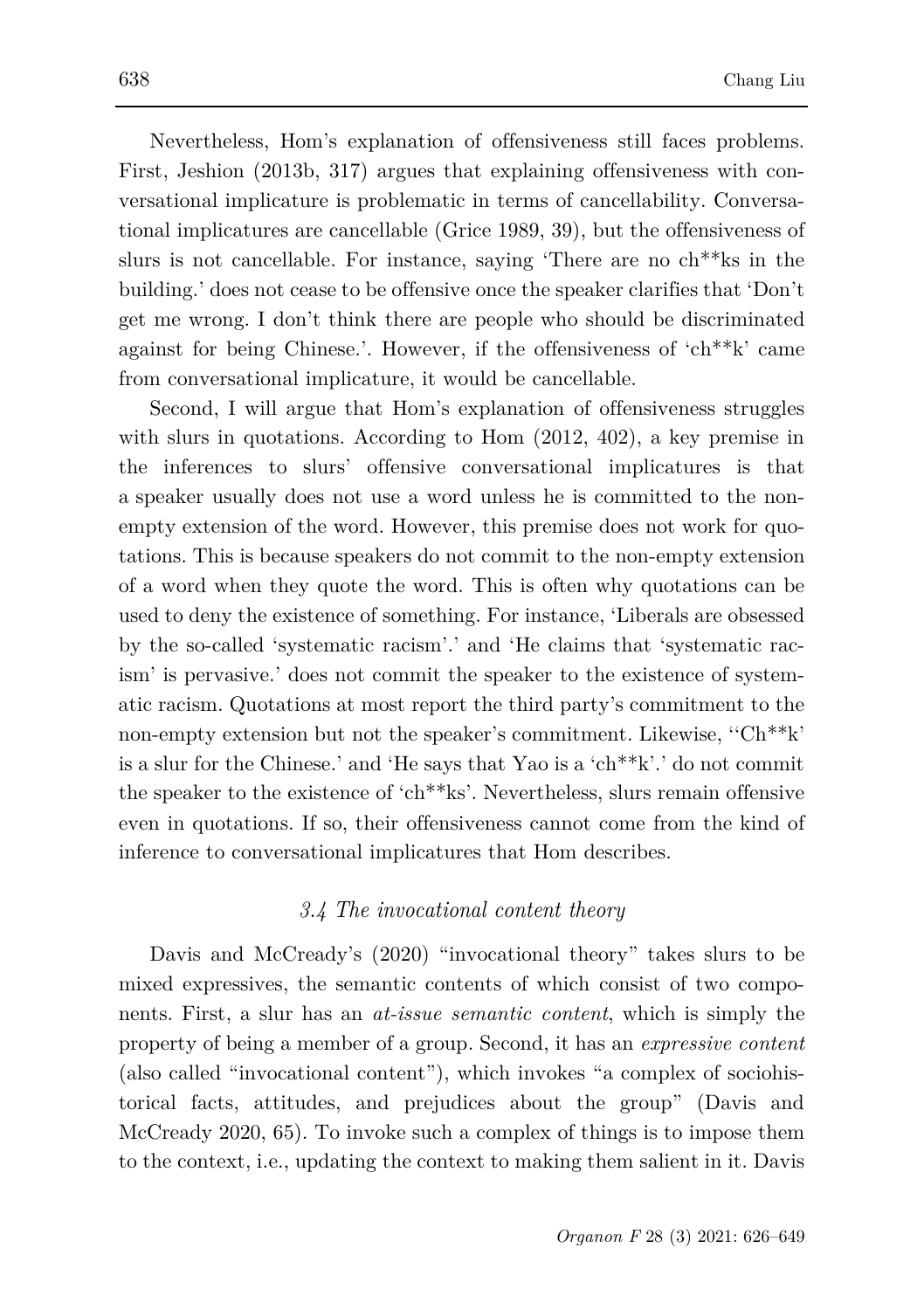Nevertheless, Hom's explanation of offensiveness still faces problems. First, Jeshion (2013b, 317) argues that explaining offensiveness with conversational implicature is problematic in terms of cancellability. Conversational implicatures are cancellable (Grice 1989, 39), but the offensiveness of slurs is not cancellable. For instance, saying 'There are no ch**ks in the building.' does not cease to be offensive once the speaker clarifies that 'Don't get me wrong. I don't think there are people who should be discriminated against for being Chinese.'. However, if the offensiveness of 'ch**k' came from conversational implicature, it would be cancellable.

Second, I will argue that Hom's explanation of offensiveness struggles with slurs in quotations. According to Hom (2012, 402), a key premise in the inferences to slurs' offensive conversational implicatures is that a speaker usually does not use a word unless he is committed to the non-empty extension of the word. However, this premise does not work for quotations. This is because speakers do not commit to the non-empty extension of a word when they quote the word. This is often why quotations can be used to deny the existence of something. For instance, 'Liberals are obsessed by the so-called 'systematic racism'.' and 'He claims that 'systematic racism' is pervasive.' does not commit the speaker to the existence of systematic racism. Quotations at most report the third party's commitment to the non-empty extension but not the speaker's commitment. Likewise, ''Ch**k' is a slur for the Chinese.' and 'He says that Yao is a 'ch**k'.' do not commit the speaker to the existence of 'ch**ks'. Nevertheless, slurs remain offensive even in quotations. If so, their offensiveness cannot come from the kind of inference to conversational implicatures that Hom describes.

### *3.4 The invocational content theory*

Davis and McCready's (2020) "invocational theory" takes slurs to be mixed expressives, the semantic contents of which consist of two components. First, a slur has an *at-issue semantic content*, which is simply the property of being a member of a group. Second, it has an *expressive content* (also called "invocational content"), which invokes "a complex of sociohistorical facts, attitudes, and prejudices about the group" (Davis and McCready 2020, 65). To invoke such a complex of things is to impose them to the context, i.e., updating the context to making them salient in it. Davis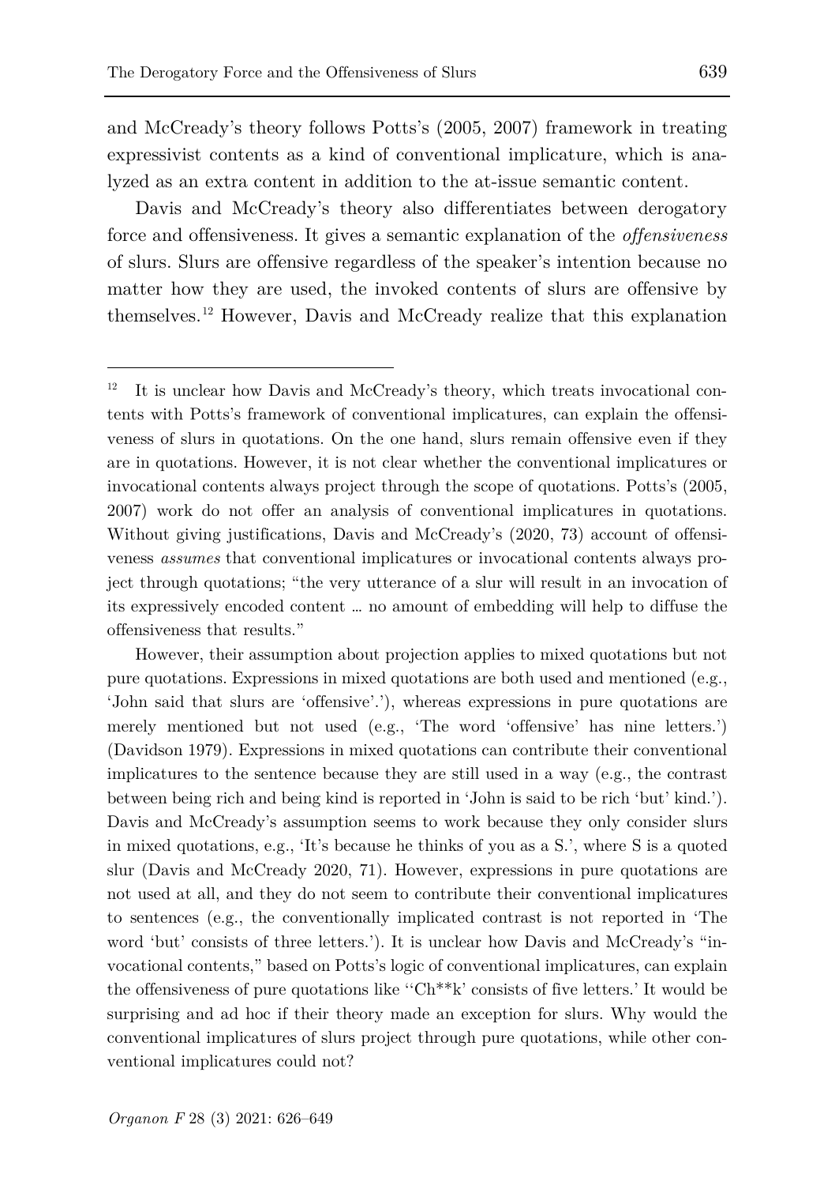and McCready's theory follows Potts's (2005, 2007) framework in treating expressivist contents as a kind of conventional implicature, which is analyzed as an extra content in addition to the at-issue semantic content.

Davis and McCready's theory also differentiates between derogatory force and offensiveness. It gives a semantic explanation of the *offensiveness* of slurs. Slurs are offensive regardless of the speaker's intention because no matter how they are used, the invoked contents of slurs are offensive by themselves.[12] However, Davis and McCready realize that this explanation

---

[12] It is unclear how Davis and McCready's theory, which treats invocational contents with Potts's framework of conventional implicatures, can explain the offensiveness of slurs in quotations. On the one hand, slurs remain offensive even if they are in quotations. However, it is not clear whether the conventional implicatures or invocational contents always project through the scope of quotations. Potts's (2005, 2007) work do not offer an analysis of conventional implicatures in quotations. Without giving justifications, Davis and McCready's (2020, 73) account of offensiveness *assumes* that conventional implicatures or invocational contents always project through quotations; "the very utterance of a slur will result in an invocation of its expressively encoded content … no amount of embedding will help to diffuse the offensiveness that results."

However, their assumption about projection applies to mixed quotations but not pure quotations. Expressions in mixed quotations are both used and mentioned (e.g., 'John said that slurs are 'offensive'.'), whereas expressions in pure quotations are merely mentioned but not used (e.g., 'The word 'offensive' has nine letters.') (Davidson 1979). Expressions in mixed quotations can contribute their conventional implicatures to the sentence because they are still used in a way (e.g., the contrast between being rich and being kind is reported in 'John is said to be rich 'but' kind.'). Davis and McCready's assumption seems to work because they only consider slurs in mixed quotations, e.g., 'It's because he thinks of you as a S.', where S is a quoted slur (Davis and McCready 2020, 71). However, expressions in pure quotations are not used at all, and they do not seem to contribute their conventional implicatures to sentences (e.g., the conventionally implicated contrast is not reported in 'The word 'but' consists of three letters.'). It is unclear how Davis and McCready's "invocational contents," based on Potts's logic of conventional implicatures, can explain the offensiveness of pure quotations like ''Ch**k' consists of five letters.' It would be surprising and ad hoc if their theory made an exception for slurs. Why would the conventional implicatures of slurs project through pure quotations, while other conventional implicatures could not?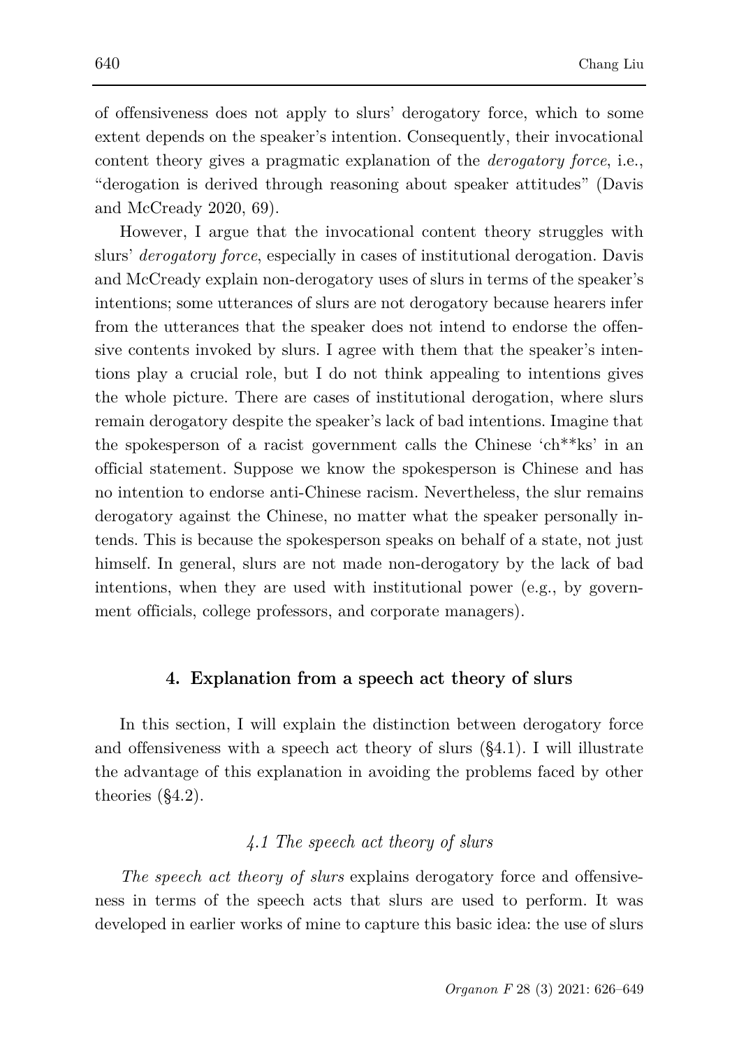of offensiveness does not apply to slurs' derogatory force, which to some extent depends on the speaker's intention. Consequently, their invocational content theory gives a pragmatic explanation of the *derogatory force*, i.e., "derogation is derived through reasoning about speaker attitudes" (Davis and McCready 2020, 69).

However, I argue that the invocational content theory struggles with slurs' *derogatory force*, especially in cases of institutional derogation. Davis and McCready explain non-derogatory uses of slurs in terms of the speaker's intentions; some utterances of slurs are not derogatory because hearers infer from the utterances that the speaker does not intend to endorse the offensive contents invoked by slurs. I agree with them that the speaker's intentions play a crucial role, but I do not think appealing to intentions gives the whole picture. There are cases of institutional derogation, where slurs remain derogatory despite the speaker's lack of bad intentions. Imagine that the spokesperson of a racist government calls the Chinese 'ch**ks' in an official statement. Suppose we know the spokesperson is Chinese and has no intention to endorse anti-Chinese racism. Nevertheless, the slur remains derogatory against the Chinese, no matter what the speaker personally intends. This is because the spokesperson speaks on behalf of a state, not just himself. In general, slurs are not made non-derogatory by the lack of bad intentions, when they are used with institutional power (e.g., by government officials, college professors, and corporate managers).

## 4. Explanation from a speech act theory of slurs

In this section, I will explain the distinction between derogatory force and offensiveness with a speech act theory of slurs (§4.1). I will illustrate the advantage of this explanation in avoiding the problems faced by other theories (§4.2).

### *4.1 The speech act theory of slurs*

*The speech act theory of slurs* explains derogatory force and offensiveness in terms of the speech acts that slurs are used to perform. It was developed in earlier works of mine to capture this basic idea: the use of slurs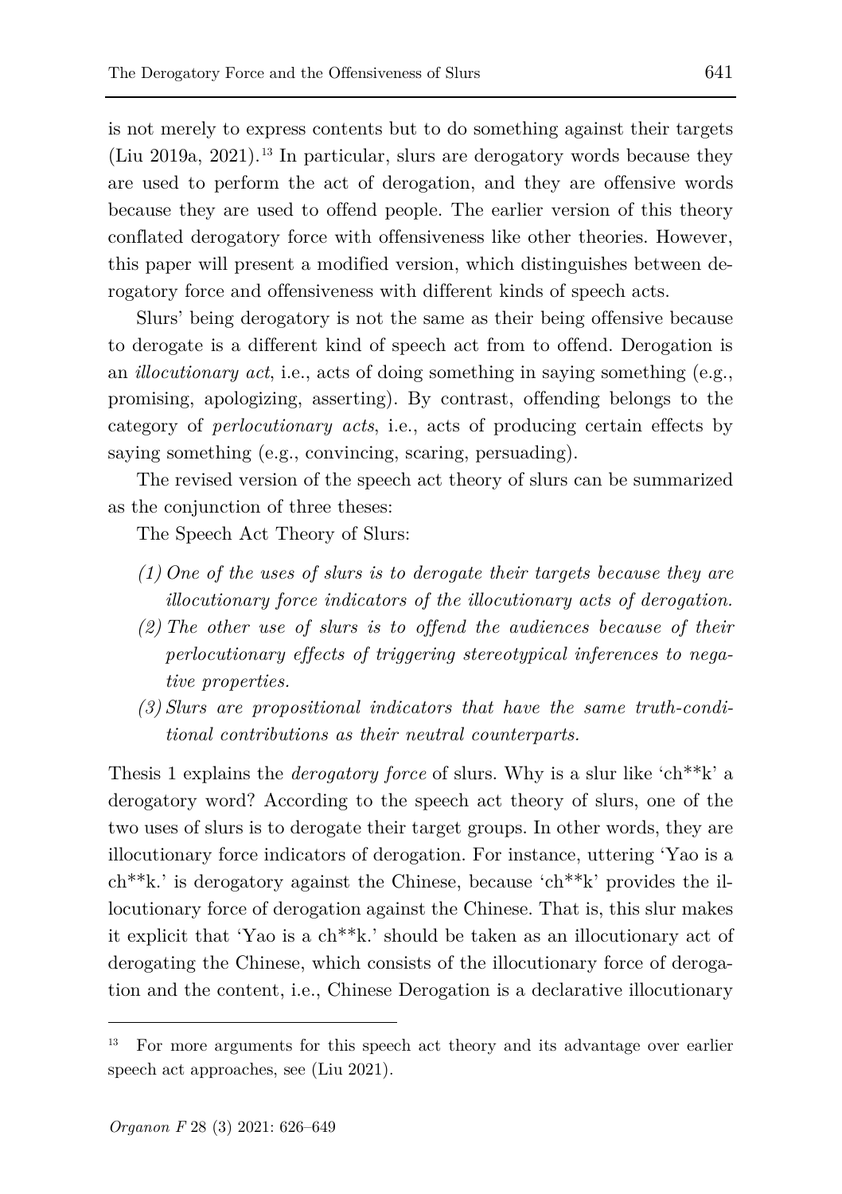is not merely to express contents but to do something against their targets (Liu 2019a, 2021).[13] In particular, slurs are derogatory words because they are used to perform the act of derogation, and they are offensive words because they are used to offend people. The earlier version of this theory conflated derogatory force with offensiveness like other theories. However, this paper will present a modified version, which distinguishes between derogatory force and offensiveness with different kinds of speech acts.

Slurs' being derogatory is not the same as their being offensive because to derogate is a different kind of speech act from to offend. Derogation is an *illocutionary act*, i.e., acts of doing something in saying something (e.g., promising, apologizing, asserting). By contrast, offending belongs to the category of *perlocutionary acts*, i.e., acts of producing certain effects by saying something (e.g., convincing, scaring, persuading).

The revised version of the speech act theory of slurs can be summarized as the conjunction of three theses:

The Speech Act Theory of Slurs:

*(1) One of the uses of slurs is to derogate their targets because they are illocutionary force indicators of the illocutionary acts of derogation.*

*(2) The other use of slurs is to offend the audiences because of their perlocutionary effects of triggering stereotypical inferences to negative properties.*

*(3) Slurs are propositional indicators that have the same truth-conditional contributions as their neutral counterparts.*

Thesis 1 explains the *derogatory force* of slurs. Why is a slur like 'ch**k' a derogatory word? According to the speech act theory of slurs, one of the two uses of slurs is to derogate their target groups. In other words, they are illocutionary force indicators of derogation. For instance, uttering 'Yao is a ch**k.' is derogatory against the Chinese, because 'ch**k' provides the illocutionary force of derogation against the Chinese. That is, this slur makes it explicit that 'Yao is a ch**k.' should be taken as an illocutionary act of derogating the Chinese, which consists of the illocutionary force of derogation and the content, i.e., Chinese Derogation is a declarative illocutionary

[13] For more arguments for this speech act theory and its advantage over earlier speech act approaches, see (Liu 2021).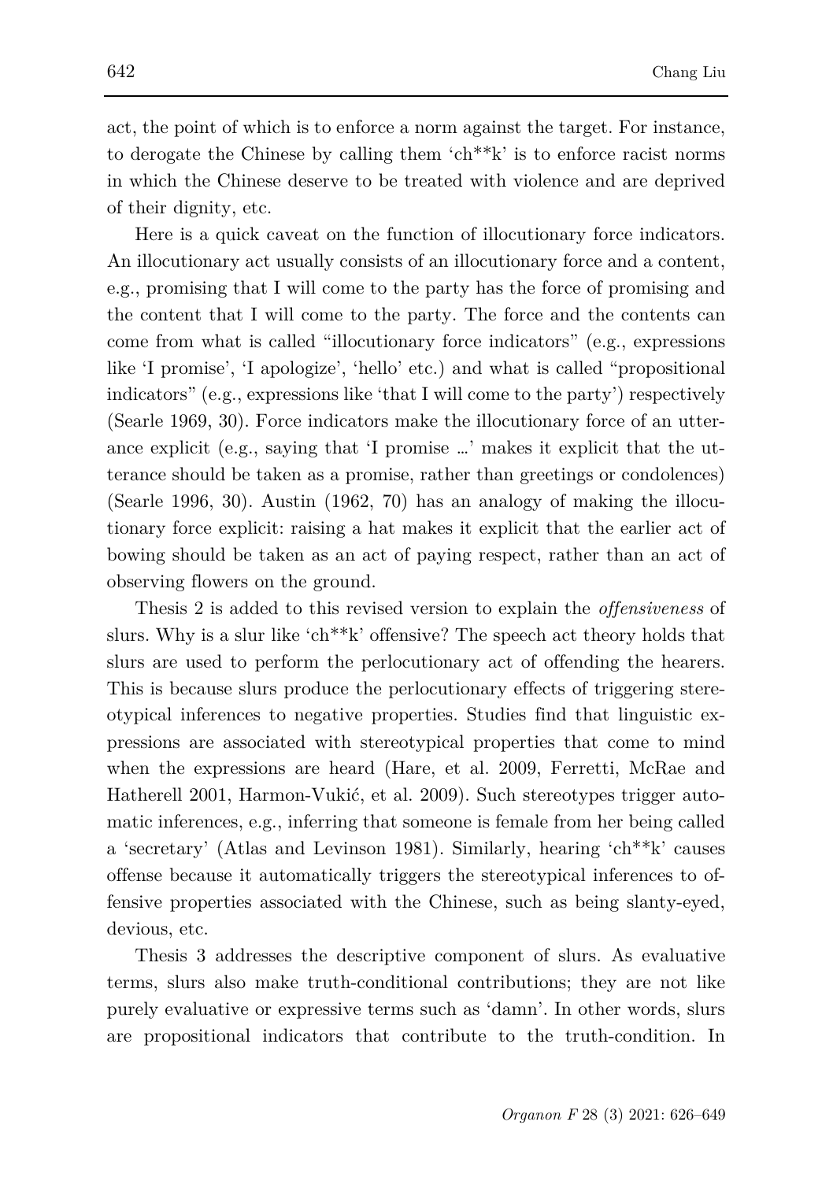act, the point of which is to enforce a norm against the target. For instance, to derogate the Chinese by calling them 'ch**k' is to enforce racist norms in which the Chinese deserve to be treated with violence and are deprived of their dignity, etc.

Here is a quick caveat on the function of illocutionary force indicators. An illocutionary act usually consists of an illocutionary force and a content, e.g., promising that I will come to the party has the force of promising and the content that I will come to the party. The force and the contents can come from what is called "illocutionary force indicators" (e.g., expressions like 'I promise', 'I apologize', 'hello' etc.) and what is called "propositional indicators" (e.g., expressions like 'that I will come to the party') respectively (Searle 1969, 30). Force indicators make the illocutionary force of an utterance explicit (e.g., saying that 'I promise …' makes it explicit that the utterance should be taken as a promise, rather than greetings or condolences) (Searle 1996, 30). Austin (1962, 70) has an analogy of making the illocutionary force explicit: raising a hat makes it explicit that the earlier act of bowing should be taken as an act of paying respect, rather than an act of observing flowers on the ground.

Thesis 2 is added to this revised version to explain the *offensiveness* of slurs. Why is a slur like 'ch**k' offensive? The speech act theory holds that slurs are used to perform the perlocutionary act of offending the hearers. This is because slurs produce the perlocutionary effects of triggering stereotypical inferences to negative properties. Studies find that linguistic expressions are associated with stereotypical properties that come to mind when the expressions are heard (Hare, et al. 2009, Ferretti, McRae and Hatherell 2001, Harmon-Vukić, et al. 2009). Such stereotypes trigger automatic inferences, e.g., inferring that someone is female from her being called a 'secretary' (Atlas and Levinson 1981). Similarly, hearing 'ch**k' causes offense because it automatically triggers the stereotypical inferences to offensive properties associated with the Chinese, such as being slanty-eyed, devious, etc.

Thesis 3 addresses the descriptive component of slurs. As evaluative terms, slurs also make truth-conditional contributions; they are not like purely evaluative or expressive terms such as 'damn'. In other words, slurs are propositional indicators that contribute to the truth-condition. In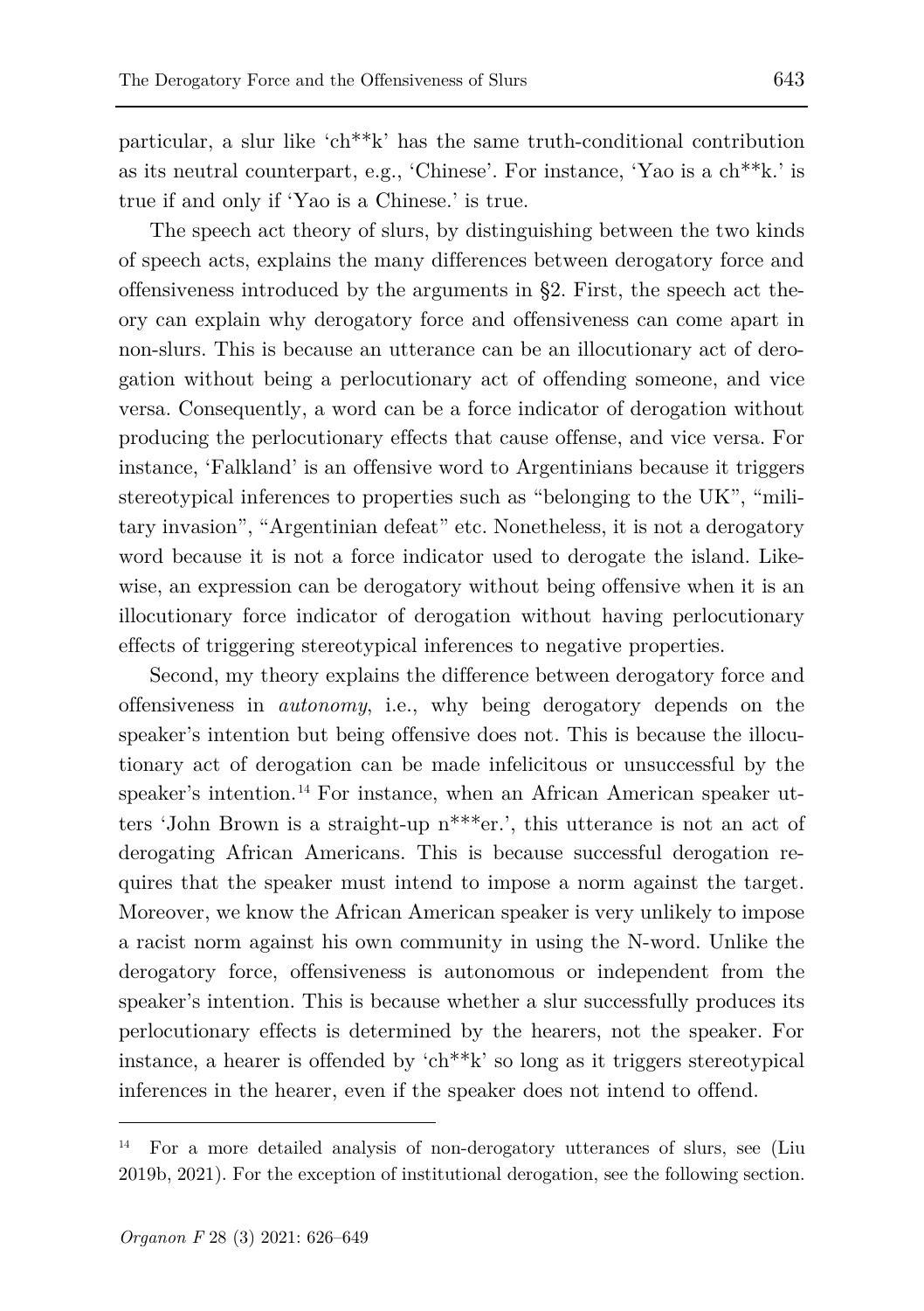particular, a slur like 'ch**k' has the same truth-conditional contribution as its neutral counterpart, e.g., 'Chinese'. For instance, 'Yao is a ch**k.' is true if and only if 'Yao is a Chinese.' is true.

The speech act theory of slurs, by distinguishing between the two kinds of speech acts, explains the many differences between derogatory force and offensiveness introduced by the arguments in §2. First, the speech act theory can explain why derogatory force and offensiveness can come apart in non-slurs. This is because an utterance can be an illocutionary act of derogation without being a perlocutionary act of offending someone, and vice versa. Consequently, a word can be a force indicator of derogation without producing the perlocutionary effects that cause offense, and vice versa. For instance, 'Falkland' is an offensive word to Argentinians because it triggers stereotypical inferences to properties such as "belonging to the UK", "military invasion", "Argentinian defeat" etc. Nonetheless, it is not a derogatory word because it is not a force indicator used to derogate the island. Likewise, an expression can be derogatory without being offensive when it is an illocutionary force indicator of derogation without having perlocutionary effects of triggering stereotypical inferences to negative properties.

Second, my theory explains the difference between derogatory force and offensiveness in *autonomy*, i.e., why being derogatory depends on the speaker's intention but being offensive does not. This is because the illocutionary act of derogation can be made infelicitous or unsuccessful by the speaker's intention.[14] For instance, when an African American speaker utters 'John Brown is a straight-up n***er.', this utterance is not an act of derogating African Americans. This is because successful derogation requires that the speaker must intend to impose a norm against the target. Moreover, we know the African American speaker is very unlikely to impose a racist norm against his own community in using the N-word. Unlike the derogatory force, offensiveness is autonomous or independent from the speaker's intention. This is because whether a slur successfully produces its perlocutionary effects is determined by the hearers, not the speaker. For instance, a hearer is offended by 'ch**k' so long as it triggers stereotypical inferences in the hearer, even if the speaker does not intend to offend.

---

[14] For a more detailed analysis of non-derogatory utterances of slurs, see (Liu 2019b, 2021). For the exception of institutional derogation, see the following section.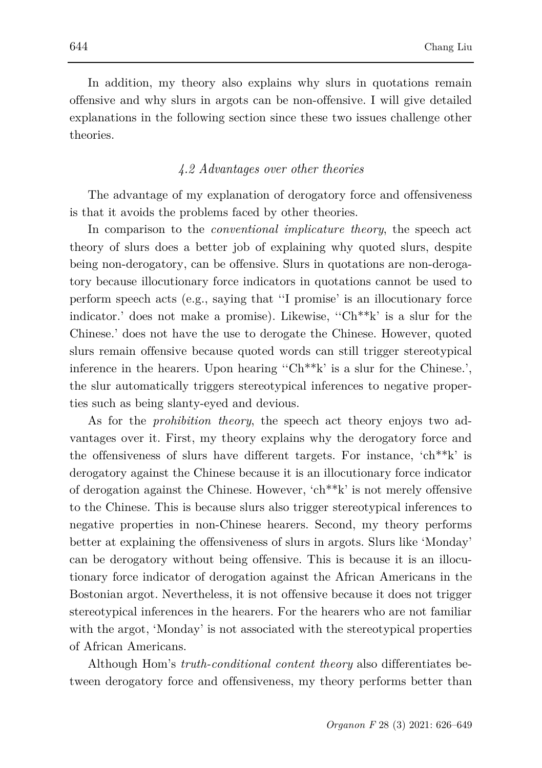In addition, my theory also explains why slurs in quotations remain offensive and why slurs in argots can be non-offensive. I will give detailed explanations in the following section since these two issues challenge other theories.

### *4.2 Advantages over other theories*

The advantage of my explanation of derogatory force and offensiveness is that it avoids the problems faced by other theories.

In comparison to the *conventional implicature theory*, the speech act theory of slurs does a better job of explaining why quoted slurs, despite being non-derogatory, can be offensive. Slurs in quotations are non-derogatory because illocutionary force indicators in quotations cannot be used to perform speech acts (e.g., saying that ''I promise' is an illocutionary force indicator.' does not make a promise). Likewise, ''Ch**k' is a slur for the Chinese.' does not have the use to derogate the Chinese. However, quoted slurs remain offensive because quoted words can still trigger stereotypical inference in the hearers. Upon hearing ''Ch**k' is a slur for the Chinese.', the slur automatically triggers stereotypical inferences to negative properties such as being slanty-eyed and devious.

As for the *prohibition theory*, the speech act theory enjoys two advantages over it. First, my theory explains why the derogatory force and the offensiveness of slurs have different targets. For instance, 'ch**k' is derogatory against the Chinese because it is an illocutionary force indicator of derogation against the Chinese. However, 'ch**k' is not merely offensive to the Chinese. This is because slurs also trigger stereotypical inferences to negative properties in non-Chinese hearers. Second, my theory performs better at explaining the offensiveness of slurs in argots. Slurs like 'Monday' can be derogatory without being offensive. This is because it is an illocutionary force indicator of derogation against the African Americans in the Bostonian argot. Nevertheless, it is not offensive because it does not trigger stereotypical inferences in the hearers. For the hearers who are not familiar with the argot, 'Monday' is not associated with the stereotypical properties of African Americans.

Although Hom's *truth-conditional content theory* also differentiates between derogatory force and offensiveness, my theory performs better than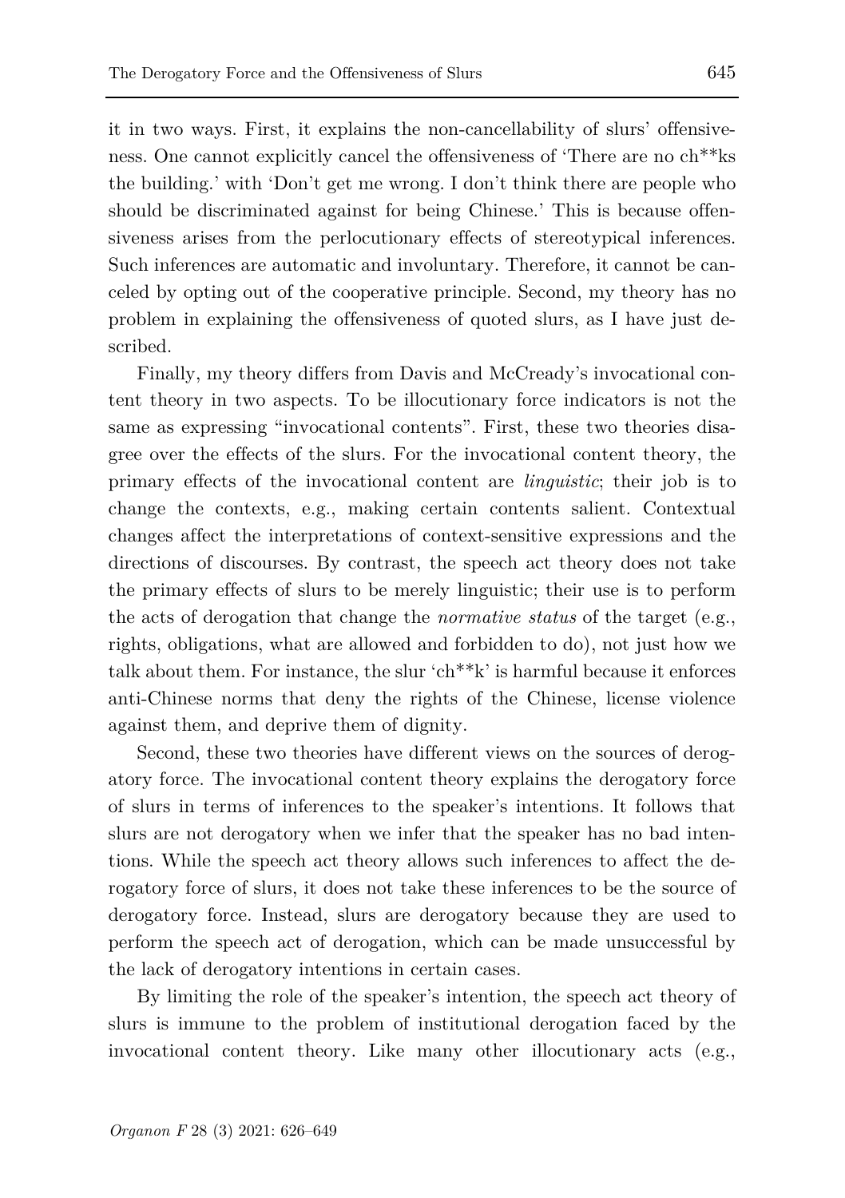it in two ways. First, it explains the non-cancellability of slurs' offensiveness. One cannot explicitly cancel the offensiveness of 'There are no ch**ks the building.' with 'Don't get me wrong. I don't think there are people who should be discriminated against for being Chinese.' This is because offensiveness arises from the perlocutionary effects of stereotypical inferences. Such inferences are automatic and involuntary. Therefore, it cannot be canceled by opting out of the cooperative principle. Second, my theory has no problem in explaining the offensiveness of quoted slurs, as I have just described.

Finally, my theory differs from Davis and McCready's invocational content theory in two aspects. To be illocutionary force indicators is not the same as expressing "invocational contents". First, these two theories disagree over the effects of the slurs. For the invocational content theory, the primary effects of the invocational content are *linguistic*; their job is to change the contexts, e.g., making certain contents salient. Contextual changes affect the interpretations of context-sensitive expressions and the directions of discourses. By contrast, the speech act theory does not take the primary effects of slurs to be merely linguistic; their use is to perform the acts of derogation that change the *normative status* of the target (e.g., rights, obligations, what are allowed and forbidden to do), not just how we talk about them. For instance, the slur 'ch**k' is harmful because it enforces anti-Chinese norms that deny the rights of the Chinese, license violence against them, and deprive them of dignity.

Second, these two theories have different views on the sources of derogatory force. The invocational content theory explains the derogatory force of slurs in terms of inferences to the speaker's intentions. It follows that slurs are not derogatory when we infer that the speaker has no bad intentions. While the speech act theory allows such inferences to affect the derogatory force of slurs, it does not take these inferences to be the source of derogatory force. Instead, slurs are derogatory because they are used to perform the speech act of derogation, which can be made unsuccessful by the lack of derogatory intentions in certain cases.

By limiting the role of the speaker's intention, the speech act theory of slurs is immune to the problem of institutional derogation faced by the invocational content theory. Like many other illocutionary acts (e.g.,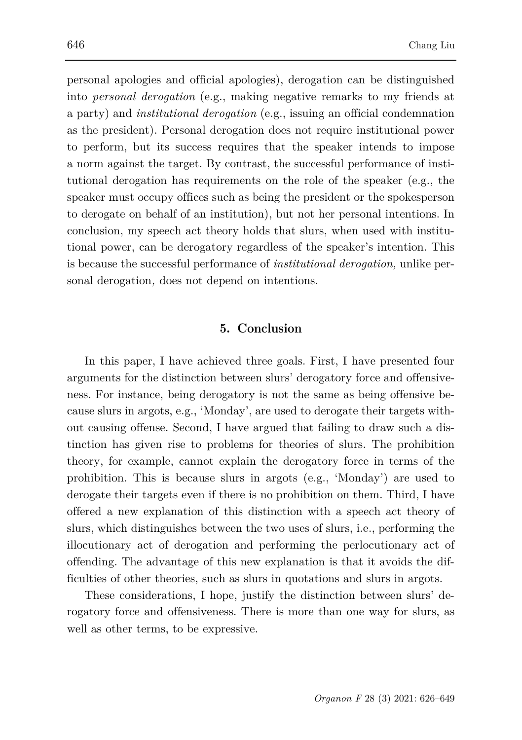personal apologies and official apologies), derogation can be distinguished into *personal derogation* (e.g., making negative remarks to my friends at a party) and *institutional derogation* (e.g., issuing an official condemnation as the president). Personal derogation does not require institutional power to perform, but its success requires that the speaker intends to impose a norm against the target. By contrast, the successful performance of institutional derogation has requirements on the role of the speaker (e.g., the speaker must occupy offices such as being the president or the spokesperson to derogate on behalf of an institution), but not her personal intentions. In conclusion, my speech act theory holds that slurs, when used with institutional power, can be derogatory regardless of the speaker's intention. This is because the successful performance of *institutional derogation,* unlike personal derogation*,* does not depend on intentions.

## 5. Conclusion

In this paper, I have achieved three goals. First, I have presented four arguments for the distinction between slurs' derogatory force and offensiveness. For instance, being derogatory is not the same as being offensive because slurs in argots, e.g., 'Monday', are used to derogate their targets without causing offense. Second, I have argued that failing to draw such a distinction has given rise to problems for theories of slurs. The prohibition theory, for example, cannot explain the derogatory force in terms of the prohibition. This is because slurs in argots (e.g., 'Monday') are used to derogate their targets even if there is no prohibition on them. Third, I have offered a new explanation of this distinction with a speech act theory of slurs, which distinguishes between the two uses of slurs, i.e., performing the illocutionary act of derogation and performing the perlocutionary act of offending. The advantage of this new explanation is that it avoids the difficulties of other theories, such as slurs in quotations and slurs in argots.

These considerations, I hope, justify the distinction between slurs' derogatory force and offensiveness. There is more than one way for slurs, as well as other terms, to be expressive.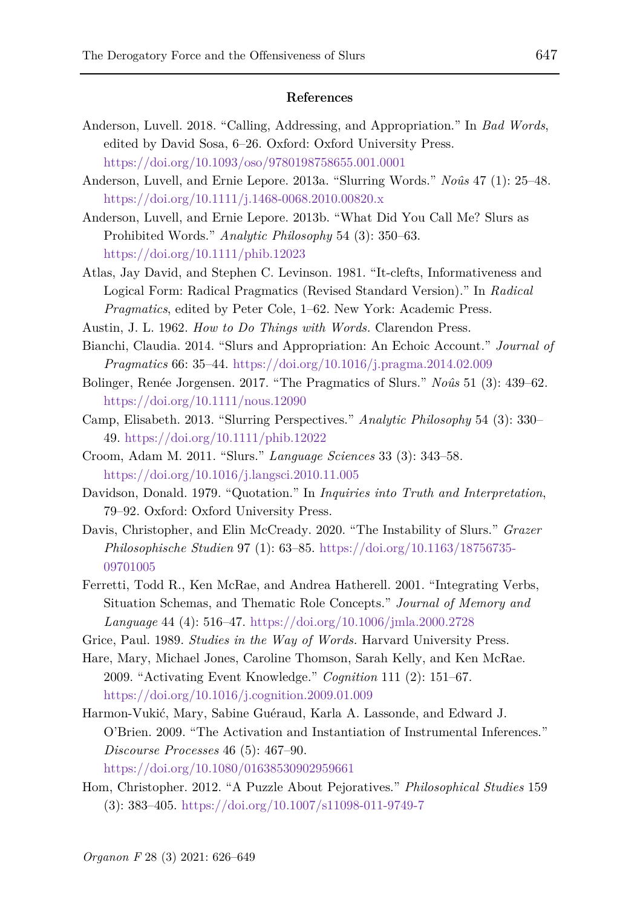**References**

Anderson, Luvell. 2018. "Calling, Addressing, and Appropriation." In *Bad Words*, edited by David Sosa, 6–26. Oxford: Oxford University Press. https://doi.org/10.1093/oso/9780198758655.001.0001

Anderson, Luvell, and Ernie Lepore. 2013a. "Slurring Words." *Noûs* 47 (1): 25–48. https://doi.org/10.1111/j.1468-0068.2010.00820.x

Anderson, Luvell, and Ernie Lepore. 2013b. "What Did You Call Me? Slurs as Prohibited Words." *Analytic Philosophy* 54 (3): 350–63. https://doi.org/10.1111/phib.12023

Atlas, Jay David, and Stephen C. Levinson. 1981. "It-clefts, Informativeness and Logical Form: Radical Pragmatics (Revised Standard Version)." In *Radical Pragmatics*, edited by Peter Cole, 1–62. New York: Academic Press.

Austin, J. L. 1962. *How to Do Things with Words.* Clarendon Press.

Bianchi, Claudia. 2014. "Slurs and Appropriation: An Echoic Account." *Journal of Pragmatics* 66: 35–44. https://doi.org/10.1016/j.pragma.2014.02.009

Bolinger, Renée Jorgensen. 2017. "The Pragmatics of Slurs." *Noûs* 51 (3): 439–62. https://doi.org/10.1111/nous.12090

Camp, Elisabeth. 2013. "Slurring Perspectives." *Analytic Philosophy* 54 (3): 330–49. https://doi.org/10.1111/phib.12022

Croom, Adam M. 2011. "Slurs." *Language Sciences* 33 (3): 343–58. https://doi.org/10.1016/j.langsci.2010.11.005

Davidson, Donald. 1979. "Quotation." In *Inquiries into Truth and Interpretation*, 79–92. Oxford: Oxford University Press.

Davis, Christopher, and Elin McCready. 2020. "The Instability of Slurs." *Grazer Philosophische Studien* 97 (1): 63–85. https://doi.org/10.1163/18756735-09701005

Ferretti, Todd R., Ken McRae, and Andrea Hatherell. 2001. "Integrating Verbs, Situation Schemas, and Thematic Role Concepts." *Journal of Memory and Language* 44 (4): 516–47. https://doi.org/10.1006/jmla.2000.2728

Grice, Paul. 1989. *Studies in the Way of Words.* Harvard University Press.

Hare, Mary, Michael Jones, Caroline Thomson, Sarah Kelly, and Ken McRae. 2009. "Activating Event Knowledge." *Cognition* 111 (2): 151–67. https://doi.org/10.1016/j.cognition.2009.01.009

Harmon-Vukić, Mary, Sabine Guéraud, Karla A. Lassonde, and Edward J. O'Brien. 2009. "The Activation and Instantiation of Instrumental Inferences." *Discourse Processes* 46 (5): 467–90. https://doi.org/10.1080/01638530902959661

Hom, Christopher. 2012. "A Puzzle About Pejoratives." *Philosophical Studies* 159 (3): 383–405. https://doi.org/10.1007/s11098-011-9749-7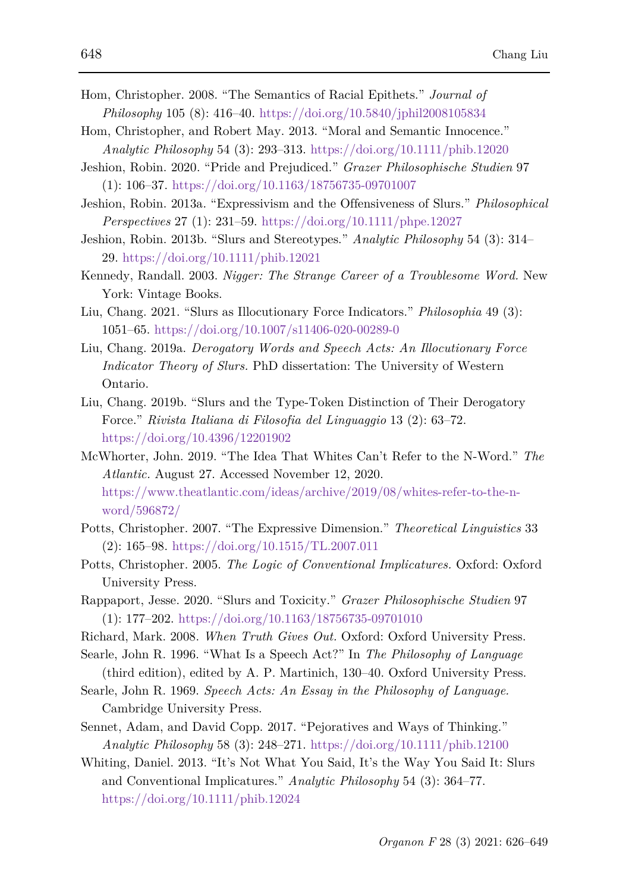Hom, Christopher. 2008. "The Semantics of Racial Epithets." *Journal of Philosophy* 105 (8): 416–40. https://doi.org/10.5840/jphil2008105834

Hom, Christopher, and Robert May. 2013. "Moral and Semantic Innocence." *Analytic Philosophy* 54 (3): 293–313. https://doi.org/10.1111/phib.12020

Jeshion, Robin. 2020. "Pride and Prejudiced." *Grazer Philosophische Studien* 97 (1): 106–37. https://doi.org/10.1163/18756735-09701007

Jeshion, Robin. 2013a. "Expressivism and the Offensiveness of Slurs." *Philosophical Perspectives* 27 (1): 231–59. https://doi.org/10.1111/phpe.12027

Jeshion, Robin. 2013b. "Slurs and Stereotypes." *Analytic Philosophy* 54 (3): 314–29. https://doi.org/10.1111/phib.12021

Kennedy, Randall. 2003. *Nigger: The Strange Career of a Troublesome Word.* New York: Vintage Books.

Liu, Chang. 2021. "Slurs as Illocutionary Force Indicators." *Philosophia* 49 (3): 1051–65. https://doi.org/10.1007/s11406-020-00289-0

Liu, Chang. 2019a. *Derogatory Words and Speech Acts: An Illocutionary Force Indicator Theory of Slurs.* PhD dissertation: The University of Western Ontario.

Liu, Chang. 2019b. "Slurs and the Type-Token Distinction of Their Derogatory Force." *Rivista Italiana di Filosofia del Linguaggio* 13 (2): 63–72. https://doi.org/10.4396/12201902

McWhorter, John. 2019. "The Idea That Whites Can't Refer to the N-Word." *The Atlantic.* August 27. Accessed November 12, 2020. https://www.theatlantic.com/ideas/archive/2019/08/whites-refer-to-the-n-word/596872/

Potts, Christopher. 2007. "The Expressive Dimension." *Theoretical Linguistics* 33 (2): 165–98. https://doi.org/10.1515/TL.2007.011

Potts, Christopher. 2005. *The Logic of Conventional Implicatures.* Oxford: Oxford University Press.

Rappaport, Jesse. 2020. "Slurs and Toxicity." *Grazer Philosophische Studien* 97 (1): 177–202. https://doi.org/10.1163/18756735-09701010

Richard, Mark. 2008. *When Truth Gives Out.* Oxford: Oxford University Press.

Searle, John R. 1996. "What Is a Speech Act?" In *The Philosophy of Language* (third edition), edited by A. P. Martinich, 130–40. Oxford University Press.

Searle, John R. 1969. *Speech Acts: An Essay in the Philosophy of Language.* Cambridge University Press.

Sennet, Adam, and David Copp. 2017. "Pejoratives and Ways of Thinking." *Analytic Philosophy* 58 (3): 248–271. https://doi.org/10.1111/phib.12100

Whiting, Daniel. 2013. "It's Not What You Said, It's the Way You Said It: Slurs and Conventional Implicatures." *Analytic Philosophy* 54 (3): 364–77. https://doi.org/10.1111/phib.12024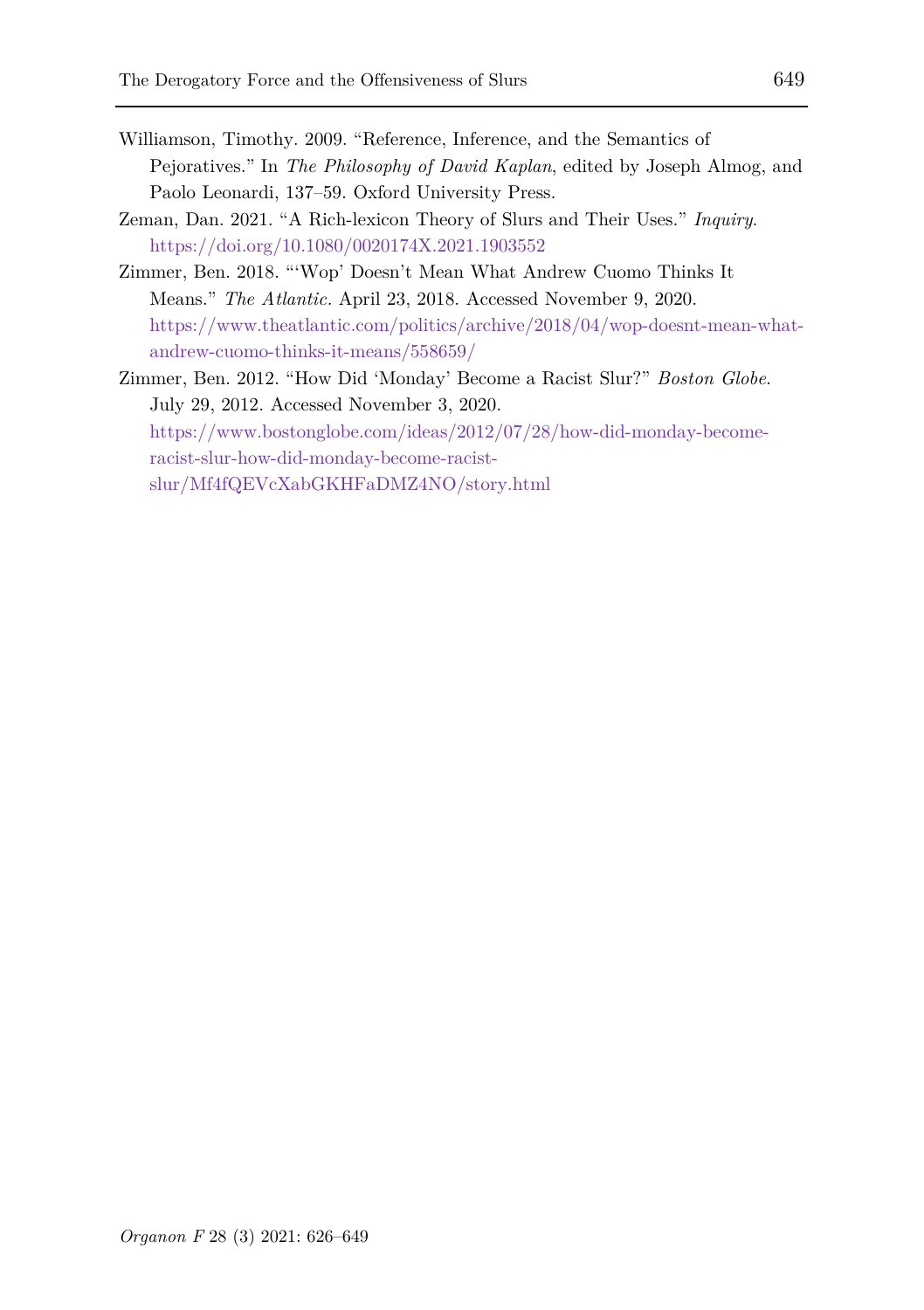Williamson, Timothy. 2009. "Reference, Inference, and the Semantics of Pejoratives." In *The Philosophy of David Kaplan*, edited by Joseph Almog, and Paolo Leonardi, 137–59. Oxford University Press.

Zeman, Dan. 2021. "A Rich-lexicon Theory of Slurs and Their Uses." *Inquiry*. https://doi.org/10.1080/0020174X.2021.1903552

Zimmer, Ben. 2018. "'Wop' Doesn't Mean What Andrew Cuomo Thinks It Means." *The Atlantic*. April 23, 2018. Accessed November 9, 2020. https://www.theatlantic.com/politics/archive/2018/04/wop-doesnt-mean-what-andrew-cuomo-thinks-it-means/558659/

Zimmer, Ben. 2012. "How Did 'Monday' Become a Racist Slur?" *Boston Globe*. July 29, 2012. Accessed November 3, 2020. https://www.bostonglobe.com/ideas/2012/07/28/how-did-monday-become-racist-slur-how-did-monday-become-racist-slur/Mf4fQEVcXabGKHFaDMZ4NO/story.html